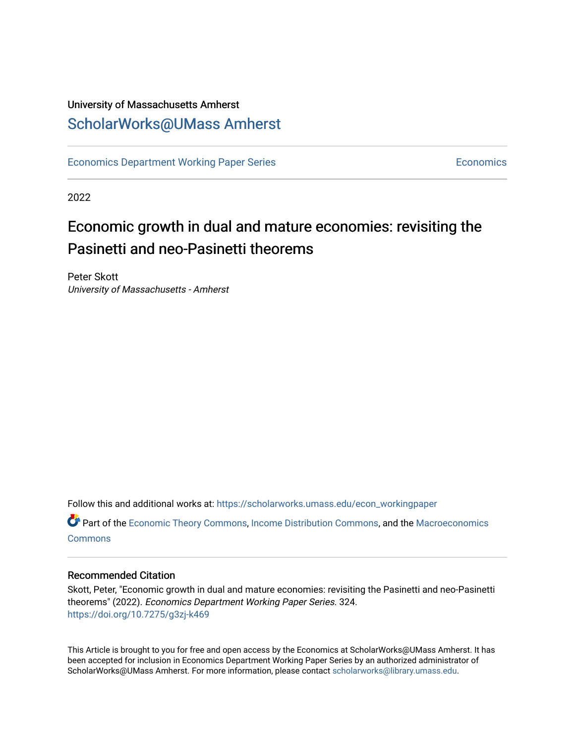University of Massachusetts Amherst

ScholarWorks@UMass Amherst

Economics Department Working Paper Series | Economics

2022

# Economic growth in dual and mature economies: revisiting the Pasinetti and neo-Pasinetti theorems

Peter Skott
*University of Massachusetts - Amherst*

Follow this and additional works at: https://scholarworks.umass.edu/econ_workingpaper

Part of the Economic Theory Commons, Income Distribution Commons, and the Macroeconomics Commons

## Recommended Citation

Skott, Peter, "Economic growth in dual and mature economies: revisiting the Pasinetti and neo-Pasinetti theorems" (2022). *Economics Department Working Paper Series*. 324.
https://doi.org/10.7275/g3zj-k469

This Article is brought to you for free and open access by the Economics at ScholarWorks@UMass Amherst. It has been accepted for inclusion in Economics Department Working Paper Series by an authorized administrator of ScholarWorks@UMass Amherst. For more information, please contact scholarworks@library.umass.edu.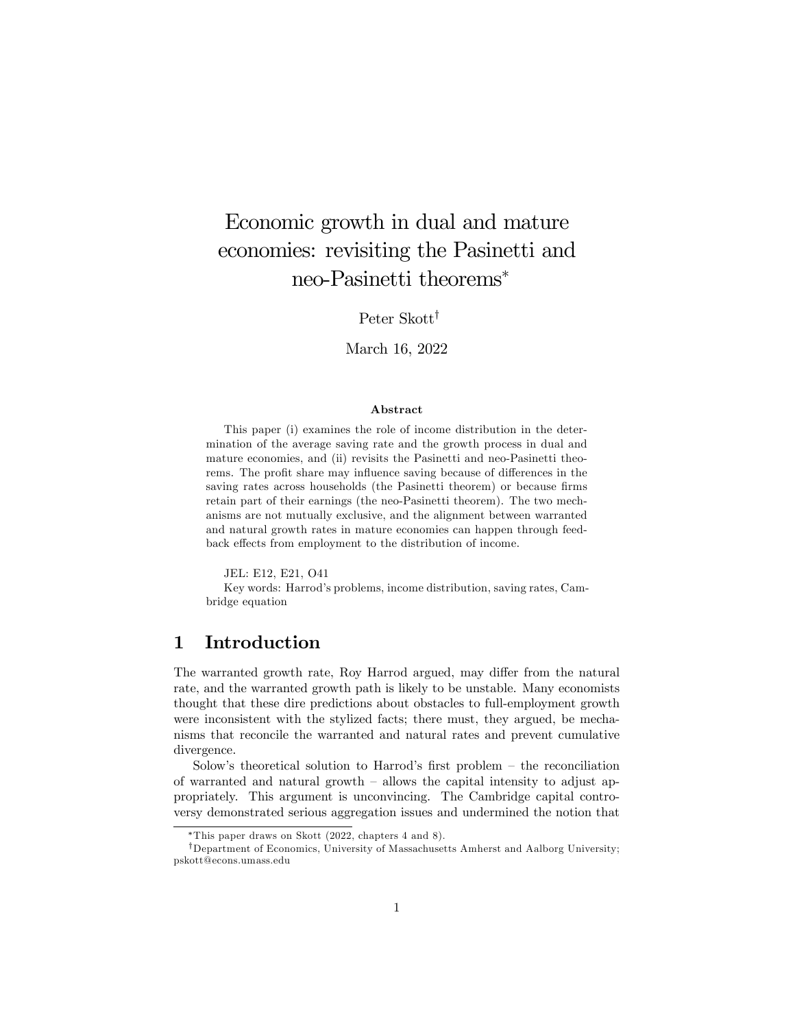# Economic growth in dual and mature economies: revisiting the Pasinetti and neo-Pasinetti theorems*

Peter Skott†

March 16, 2022

### Abstract

This paper (i) examines the role of income distribution in the determination of the average saving rate and the growth process in dual and mature economies, and (ii) revisits the Pasinetti and neo-Pasinetti theorems. The profit share may influence saving because of differences in the saving rates across households (the Pasinetti theorem) or because firms retain part of their earnings (the neo-Pasinetti theorem). The two mechanisms are not mutually exclusive, and the alignment between warranted and natural growth rates in mature economies can happen through feedback effects from employment to the distribution of income.

JEL: E12, E21, O41

Key words: Harrod's problems, income distribution, saving rates, Cambridge equation

## 1 Introduction

The warranted growth rate, Roy Harrod argued, may differ from the natural rate, and the warranted growth path is likely to be unstable. Many economists thought that these dire predictions about obstacles to full-employment growth were inconsistent with the stylized facts; there must, they argued, be mechanisms that reconcile the warranted and natural rates and prevent cumulative divergence.

Solow's theoretical solution to Harrod's first problem – the reconciliation of warranted and natural growth – allows the capital intensity to adjust appropriately. This argument is unconvincing. The Cambridge capital controversy demonstrated serious aggregation issues and undermined the notion that

*This paper draws on Skott (2022, chapters 4 and 8).

†Department of Economics, University of Massachusetts Amherst and Aalborg University; pskott@econs.umass.edu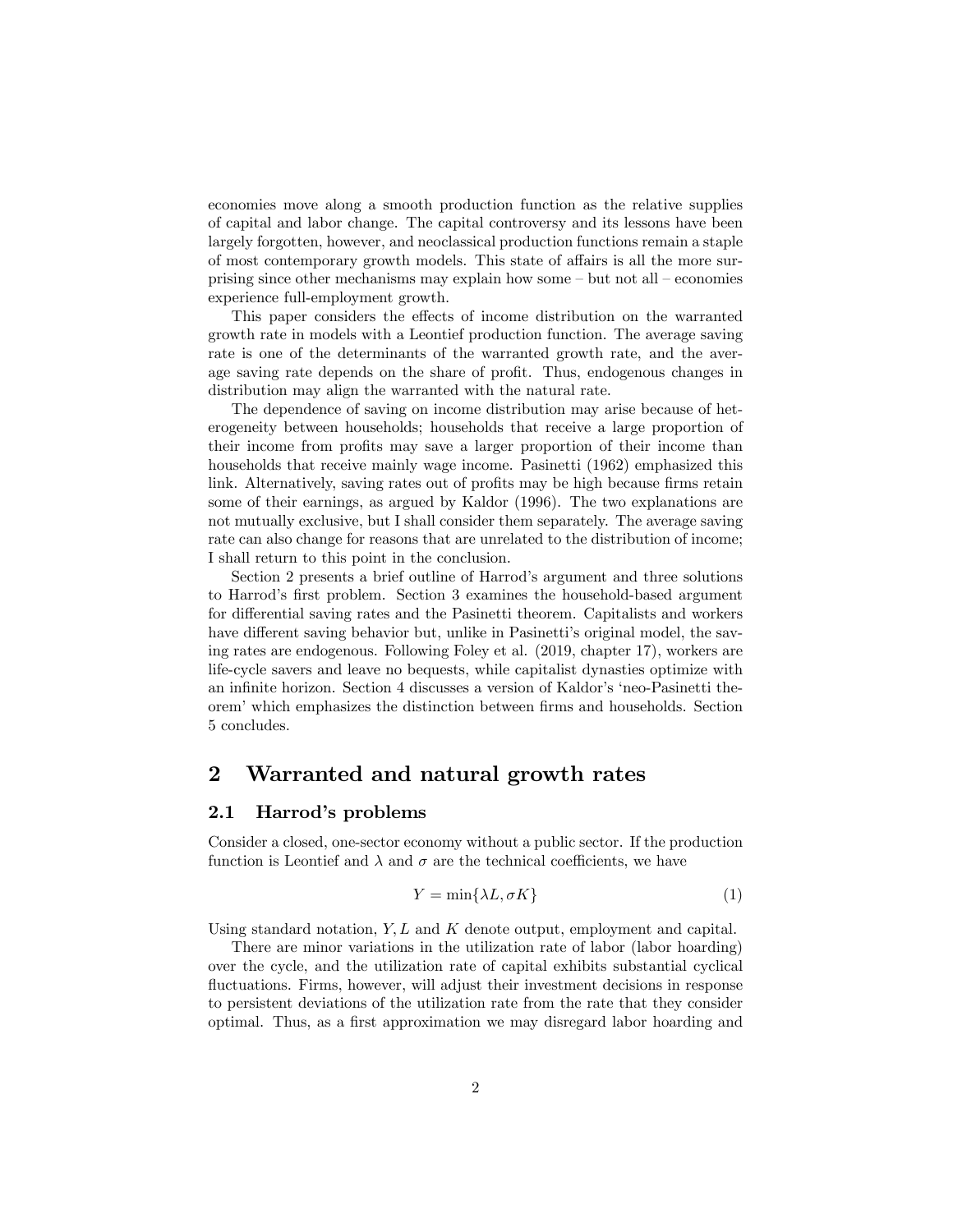economies move along a smooth production function as the relative supplies of capital and labor change. The capital controversy and its lessons have been largely forgotten, however, and neoclassical production functions remain a staple of most contemporary growth models. This state of affairs is all the more surprising since other mechanisms may explain how some – but not all – economies experience full-employment growth.

This paper considers the effects of income distribution on the warranted growth rate in models with a Leontief production function. The average saving rate is one of the determinants of the warranted growth rate, and the average saving rate depends on the share of profit. Thus, endogenous changes in distribution may align the warranted with the natural rate.

The dependence of saving on income distribution may arise because of heterogeneity between households; households that receive a large proportion of their income from profits may save a larger proportion of their income than households that receive mainly wage income. Pasinetti (1962) emphasized this link. Alternatively, saving rates out of profits may be high because firms retain some of their earnings, as argued by Kaldor (1996). The two explanations are not mutually exclusive, but I shall consider them separately. The average saving rate can also change for reasons that are unrelated to the distribution of income; I shall return to this point in the conclusion.

Section 2 presents a brief outline of Harrod's argument and three solutions to Harrod's first problem. Section 3 examines the household-based argument for differential saving rates and the Pasinetti theorem. Capitalists and workers have different saving behavior but, unlike in Pasinetti's original model, the saving rates are endogenous. Following Foley et al. (2019, chapter 17), workers are life-cycle savers and leave no bequests, while capitalist dynasties optimize with an infinite horizon. Section 4 discusses a version of Kaldor's 'neo-Pasinetti theorem' which emphasizes the distinction between firms and households. Section 5 concludes.

# 2 Warranted and natural growth rates

## 2.1 Harrod's problems

Consider a closed, one-sector economy without a public sector. If the production function is Leontief and $\lambda$ and $\sigma$ are the technical coefficients, we have

$$Y = \min\{\lambda L, \sigma K\} \tag{1}$$

Using standard notation, $Y, L$ and $K$ denote output, employment and capital.

There are minor variations in the utilization rate of labor (labor hoarding) over the cycle, and the utilization rate of capital exhibits substantial cyclical fluctuations. Firms, however, will adjust their investment decisions in response to persistent deviations of the utilization rate from the rate that they consider optimal. Thus, as a first approximation we may disregard labor hoarding and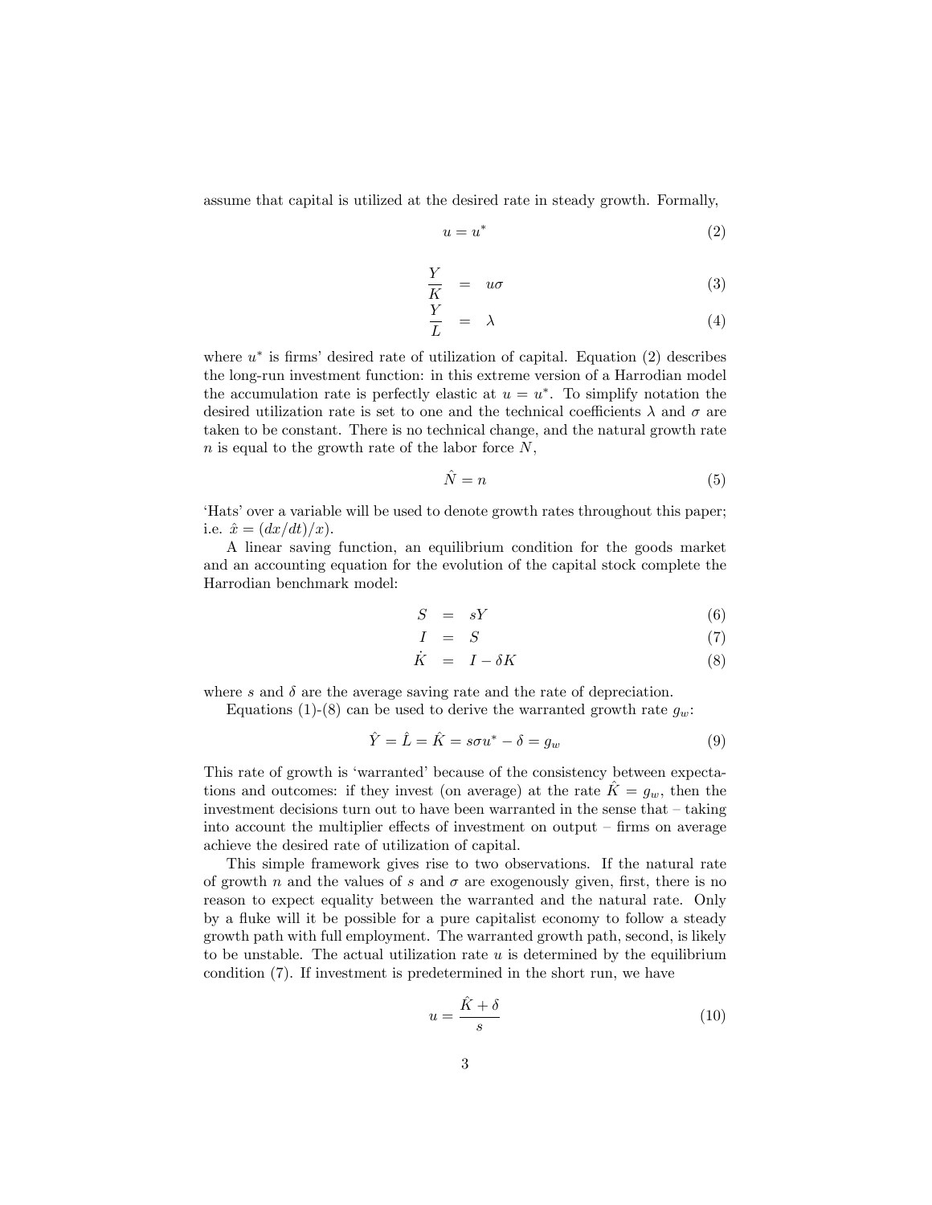assume that capital is utilized at the desired rate in steady growth. Formally,

$$u = u^* \tag{2}$$

$$\frac{Y}{K} = u\sigma \tag{3}$$

$$\frac{Y}{L} = \lambda \tag{4}$$

where $u^*$ is firms' desired rate of utilization of capital. Equation (2) describes the long-run investment function: in this extreme version of a Harrodian model the accumulation rate is perfectly elastic at $u = u^*$. To simplify notation the desired utilization rate is set to one and the technical coefficients $\lambda$ and $\sigma$ are taken to be constant. There is no technical change, and the natural growth rate $n$ is equal to the growth rate of the labor force $N$,

$$\hat{N} = n \tag{5}$$

'Hats' over a variable will be used to denote growth rates throughout this paper; i.e. $\hat{x} = (dx/dt)/x$).

A linear saving function, an equilibrium condition for the goods market and an accounting equation for the evolution of the capital stock complete the Harrodian benchmark model:

$$S = sY \tag{6}$$

$$I = S \tag{7}$$

$$\dot{K} = I - \delta K \tag{8}$$

where $s$ and $\delta$ are the average saving rate and the rate of depreciation.

Equations (1)-(8) can be used to derive the warranted growth rate $g_w$:

$$\hat{Y} = \hat{L} = \hat{K} = s\sigma u^* - \delta = g_w \tag{9}$$

This rate of growth is 'warranted' because of the consistency between expectations and outcomes: if they invest (on average) at the rate $\hat{K} = g_w$, then the investment decisions turn out to have been warranted in the sense that – taking into account the multiplier effects of investment on output – firms on average achieve the desired rate of utilization of capital.

This simple framework gives rise to two observations. If the natural rate of growth $n$ and the values of $s$ and $\sigma$ are exogenously given, first, there is no reason to expect equality between the warranted and the natural rate. Only by a fluke will it be possible for a pure capitalist economy to follow a steady growth path with full employment. The warranted growth path, second, is likely to be unstable. The actual utilization rate $u$ is determined by the equilibrium condition (7). If investment is predetermined in the short run, we have

$$u = \frac{\hat{K} + \delta}{s} \tag{10}$$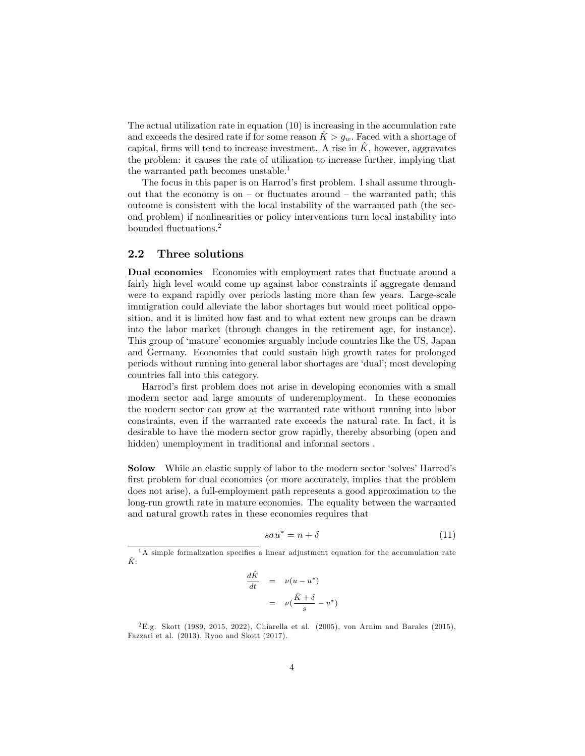The actual utilization rate in equation (10) is increasing in the accumulation rate and exceeds the desired rate if for some reason $\hat{K} > g_w$. Faced with a shortage of capital, firms will tend to increase investment. A rise in $\hat{K}$, however, aggravates the problem: it causes the rate of utilization to increase further, implying that the warranted path becomes unstable.[1]

The focus in this paper is on Harrod's first problem. I shall assume throughout that the economy is on – or fluctuates around – the warranted path; this outcome is consistent with the local instability of the warranted path (the second problem) if nonlinearities or policy interventions turn local instability into bounded fluctuations.[2]

## 2.2 Three solutions

**Dual economies** Economies with employment rates that fluctuate around a fairly high level would come up against labor constraints if aggregate demand were to expand rapidly over periods lasting more than few years. Large-scale immigration could alleviate the labor shortages but would meet political opposition, and it is limited how fast and to what extent new groups can be drawn into the labor market (through changes in the retirement age, for instance). This group of 'mature' economies arguably include countries like the US, Japan and Germany. Economies that could sustain high growth rates for prolonged periods without running into general labor shortages are 'dual'; most developing countries fall into this category.

Harrod's first problem does not arise in developing economies with a small modern sector and large amounts of underemployment. In these economies the modern sector can grow at the warranted rate without running into labor constraints, even if the warranted rate exceeds the natural rate. In fact, it is desirable to have the modern sector grow rapidly, thereby absorbing (open and hidden) unemployment in traditional and informal sectors .

**Solow** While an elastic supply of labor to the modern sector 'solves' Harrod's first problem for dual economies (or more accurately, implies that the problem does not arise), a full-employment path represents a good approximation to the long-run growth rate in mature economies. The equality between the warranted and natural growth rates in these economies requires that

$$s\sigma u^* = n + \delta \tag{11}$$

[1] A simple formalization specifies a linear adjustment equation for the accumulation rate $\hat{K}$:

$$\begin{aligned}\frac{d\hat{K}}{dt} &= \nu(u - u^*) \\ &= \nu\left(\frac{\hat{K} + \delta}{s} - u^*\right)\end{aligned}$$

[2] E.g. Skott (1989, 2015, 2022), Chiarella et al. (2005), von Arnim and Barales (2015), Fazzari et al. (2013), Ryoo and Skott (2017).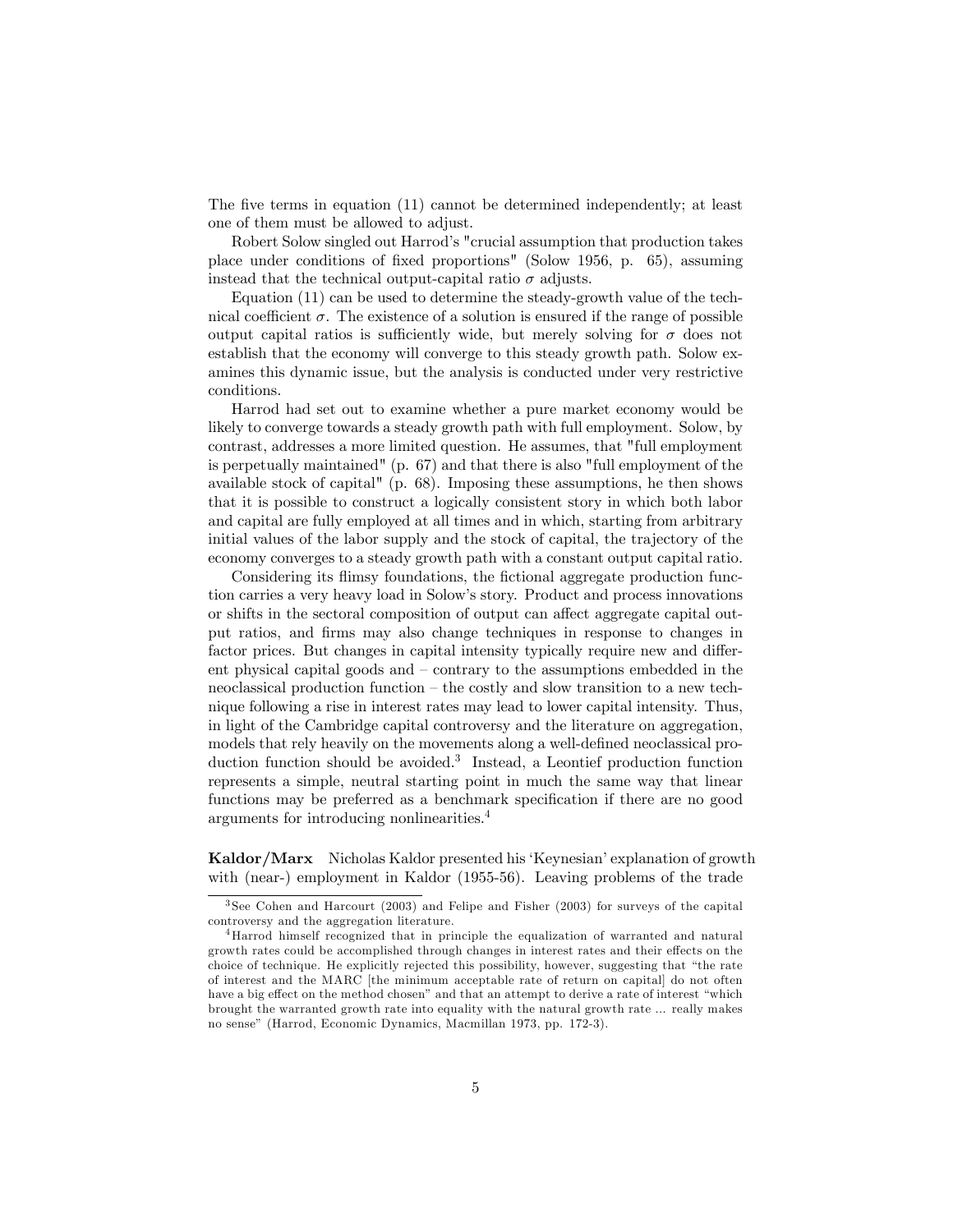The five terms in equation (11) cannot be determined independently; at least one of them must be allowed to adjust.

Robert Solow singled out Harrod's "crucial assumption that production takes place under conditions of fixed proportions" (Solow 1956, p. 65), assuming instead that the technical output-capital ratio $\sigma$ adjusts.

Equation (11) can be used to determine the steady-growth value of the technical coefficient $\sigma$. The existence of a solution is ensured if the range of possible output capital ratios is sufficiently wide, but merely solving for $\sigma$ does not establish that the economy will converge to this steady growth path. Solow examines this dynamic issue, but the analysis is conducted under very restrictive conditions.

Harrod had set out to examine whether a pure market economy would be likely to converge towards a steady growth path with full employment. Solow, by contrast, addresses a more limited question. He assumes, that "full employment is perpetually maintained" (p. 67) and that there is also "full employment of the available stock of capital" (p. 68). Imposing these assumptions, he then shows that it is possible to construct a logically consistent story in which both labor and capital are fully employed at all times and in which, starting from arbitrary initial values of the labor supply and the stock of capital, the trajectory of the economy converges to a steady growth path with a constant output capital ratio.

Considering its flimsy foundations, the fictional aggregate production function carries a very heavy load in Solow's story. Product and process innovations or shifts in the sectoral composition of output can affect aggregate capital output ratios, and firms may also change techniques in response to changes in factor prices. But changes in capital intensity typically require new and different physical capital goods and – contrary to the assumptions embedded in the neoclassical production function – the costly and slow transition to a new technique following a rise in interest rates may lead to lower capital intensity. Thus, in light of the Cambridge capital controversy and the literature on aggregation, models that rely heavily on the movements along a well-defined neoclassical production function should be avoided.[3] Instead, a Leontief production function represents a simple, neutral starting point in much the same way that linear functions may be preferred as a benchmark specification if there are no good arguments for introducing nonlinearities.[4]

**Kaldor/Marx** Nicholas Kaldor presented his 'Keynesian' explanation of growth with (near-) employment in Kaldor (1955-56). Leaving problems of the trade

[3] See Cohen and Harcourt (2003) and Felipe and Fisher (2003) for surveys of the capital controversy and the aggregation literature.

[4] Harrod himself recognized that in principle the equalization of warranted and natural growth rates could be accomplished through changes in interest rates and their effects on the choice of technique. He explicitly rejected this possibility, however, suggesting that "the rate of interest and the MARC [the minimum acceptable rate of return on capital] do not often have a big effect on the method chosen" and that an attempt to derive a rate of interest "which brought the warranted growth rate into equality with the natural growth rate ... really makes no sense" (Harrod, Economic Dynamics, Macmillan 1973, pp. 172-3).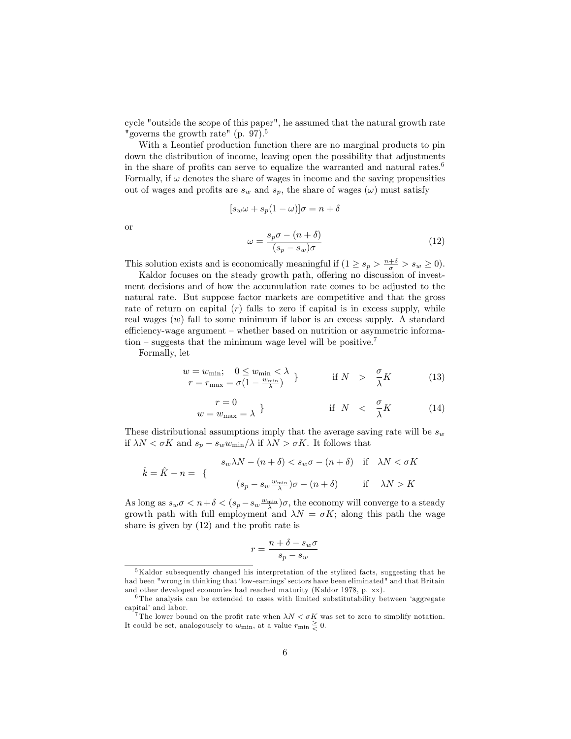cycle "outside the scope of this paper", he assumed that the natural growth rate "governs the growth rate" (p. 97).[5]

With a Leontief production function there are no marginal products to pin down the distribution of income, leaving open the possibility that adjustments in the share of profits can serve to equalize the warranted and natural rates.[6] Formally, if $\omega$ denotes the share of wages in income and the saving propensities out of wages and profits are $s_w$ and $s_p$, the share of wages ($\omega$) must satisfy

$$[s_w\omega + s_p(1-\omega)]\sigma = n + \delta$$

or

$$\omega = \frac{s_p\sigma - (n+\delta)}{(s_p - s_w)\sigma} \tag{12}$$

This solution exists and is economically meaningful if $(1 \geq s_p > \frac{n+\delta}{\sigma} > s_w \geq 0)$.

Kaldor focuses on the steady growth path, offering no discussion of investment decisions and of how the accumulation rate comes to be adjusted to the natural rate. But suppose factor markets are competitive and that the gross rate of return on capital ($r$) falls to zero if capital is in excess supply, while real wages ($w$) fall to some minimum if labor is an excess supply. A standard efficiency-wage argument – whether based on nutrition or asymmetric information – suggests that the minimum wage level will be positive.[7]

Formally, let

$$\left.\begin{array}{c} w = w_{\min}; \quad 0 \leq w_{\min} < \lambda \\ r = r_{\max} = \sigma(1 - \frac{w_{\min}}{\lambda}) \end{array}\right\} \qquad \text{if } N \;\; > \;\; \frac{\sigma}{\lambda}K \tag{13}$$

$$\left.\begin{array}{c} r = 0 \\ w = w_{\max} = \lambda \end{array}\right\} \qquad \text{if } N \;\; < \;\; \frac{\sigma}{\lambda}K \tag{14}$$

These distributional assumptions imply that the average saving rate will be $s_w$ if $\lambda N < \sigma K$ and $s_p - s_w w_{\min}/\lambda$ if $\lambda N > \sigma K$. It follows that

$$\hat{k} = \hat{K} - n = \left\{ \begin{array}{ll} s_w\lambda N - (n+\delta) < s_w\sigma - (n+\delta) & \text{if} \quad \lambda N < \sigma K \\ (s_p - s_w\frac{w_{\min}}{\lambda})\sigma - (n+\delta) & \text{if} \quad \lambda N > K \end{array}\right.$$

As long as $s_w\sigma < n+\delta < (s_p - s_w\frac{w_{\min}}{\lambda})\sigma$, the economy will converge to a steady growth path with full employment and $\lambda N = \sigma K$; along this path the wage share is given by (12) and the profit rate is

$$r = \frac{n + \delta - s_w\sigma}{s_p - s_w}$$

[5] Kaldor subsequently changed his interpretation of the stylized facts, suggesting that he had been "wrong in thinking that 'low-earnings' sectors have been eliminated" and that Britain and other developed economies had reached maturity (Kaldor 1978, p. xx).

[6] The analysis can be extended to cases with limited substitutability between 'aggregate capital' and labor.

[7] The lower bound on the profit rate when $\lambda N < \sigma K$ was set to zero to simplify notation. It could be set, analogously to $w_{\min}$, at a value $r_{\min} \gtreqless 0$.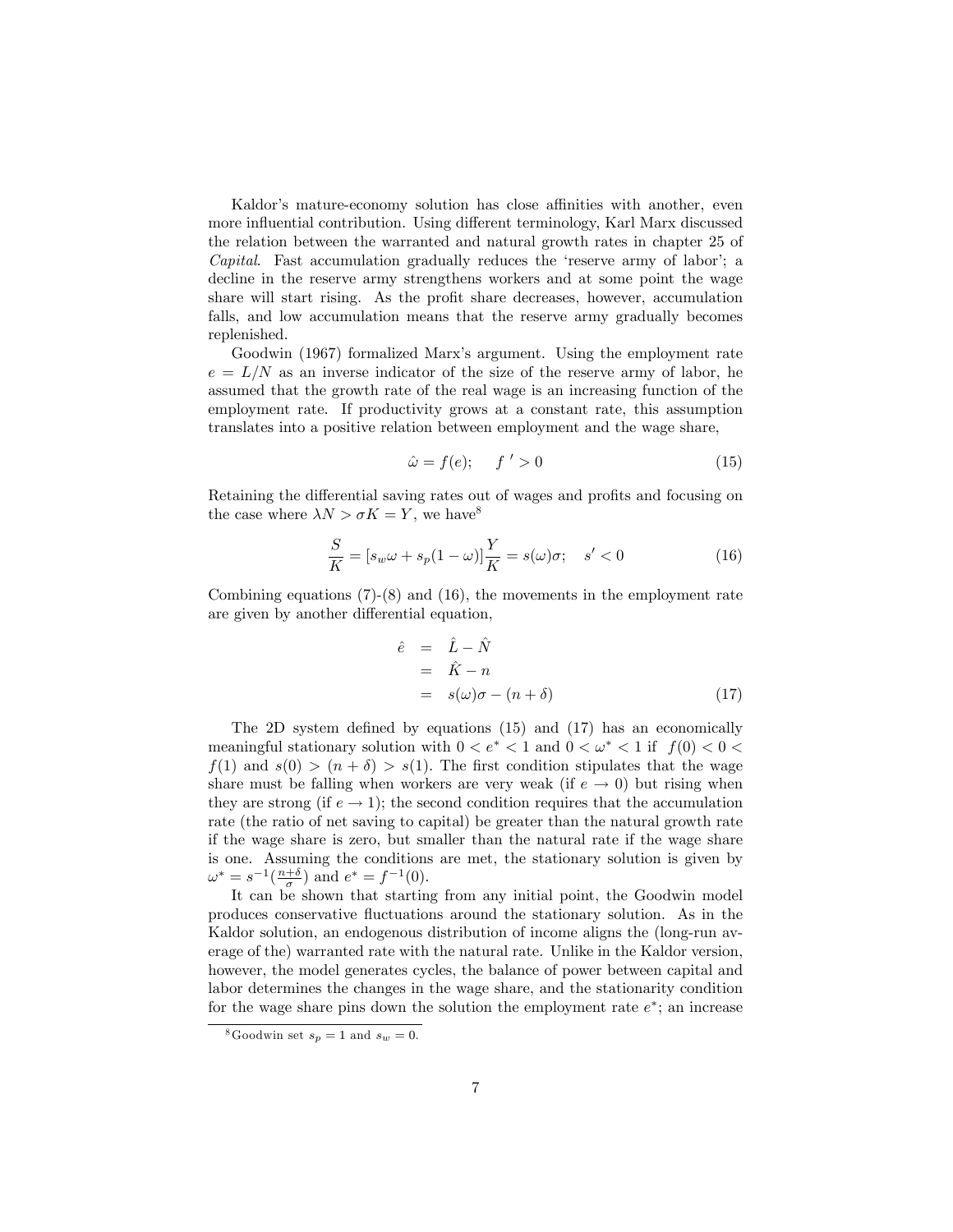Kaldor's mature-economy solution has close affinities with another, even more influential contribution. Using different terminology, Karl Marx discussed the relation between the warranted and natural growth rates in chapter 25 of *Capital*. Fast accumulation gradually reduces the 'reserve army of labor'; a decline in the reserve army strengthens workers and at some point the wage share will start rising. As the profit share decreases, however, accumulation falls, and low accumulation means that the reserve army gradually becomes replenished.

Goodwin (1967) formalized Marx's argument. Using the employment rate $e = L/N$ as an inverse indicator of the size of the reserve army of labor, he assumed that the growth rate of the real wage is an increasing function of the employment rate. If productivity grows at a constant rate, this assumption translates into a positive relation between employment and the wage share,

$$\hat{\omega} = f(e); \quad f' > 0 \tag{15}$$

Retaining the differential saving rates out of wages and profits and focusing on the case where $\lambda N > \sigma K = Y$, we have[8]

$$\frac{S}{K} = [s_w \omega + s_p(1-\omega)]\frac{Y}{K} = s(\omega)\sigma; \quad s' < 0 \tag{16}$$

Combining equations (7)-(8) and (16), the movements in the employment rate are given by another differential equation,

$$\begin{aligned} \hat{e} &= \hat{L} - \hat{N} \\ &= \hat{K} - n \\ &= s(\omega)\sigma - (n+\delta) \end{aligned} \tag{17}$$

The 2D system defined by equations (15) and (17) has an economically meaningful stationary solution with $0 < e^* < 1$ and $0 < \omega^* < 1$ if $f(0) < 0 < f(1)$ and $s(0) > (n+\delta) > s(1)$. The first condition stipulates that the wage share must be falling when workers are very weak (if $e \to 0$) but rising when they are strong (if $e \to 1$); the second condition requires that the accumulation rate (the ratio of net saving to capital) be greater than the natural growth rate if the wage share is zero, but smaller than the natural rate if the wage share is one. Assuming the conditions are met, the stationary solution is given by $\omega^* = s^{-1}(\frac{n+\delta}{\sigma})$ and $e^* = f^{-1}(0)$.

It can be shown that starting from any initial point, the Goodwin model produces conservative fluctuations around the stationary solution. As in the Kaldor solution, an endogenous distribution of income aligns the (long-run average of the) warranted rate with the natural rate. Unlike in the Kaldor version, however, the model generates cycles, the balance of power between capital and labor determines the changes in the wage share, and the stationarity condition for the wage share pins down the solution the employment rate $e^*$; an increase

[8] Goodwin set $s_p = 1$ and $s_w = 0$.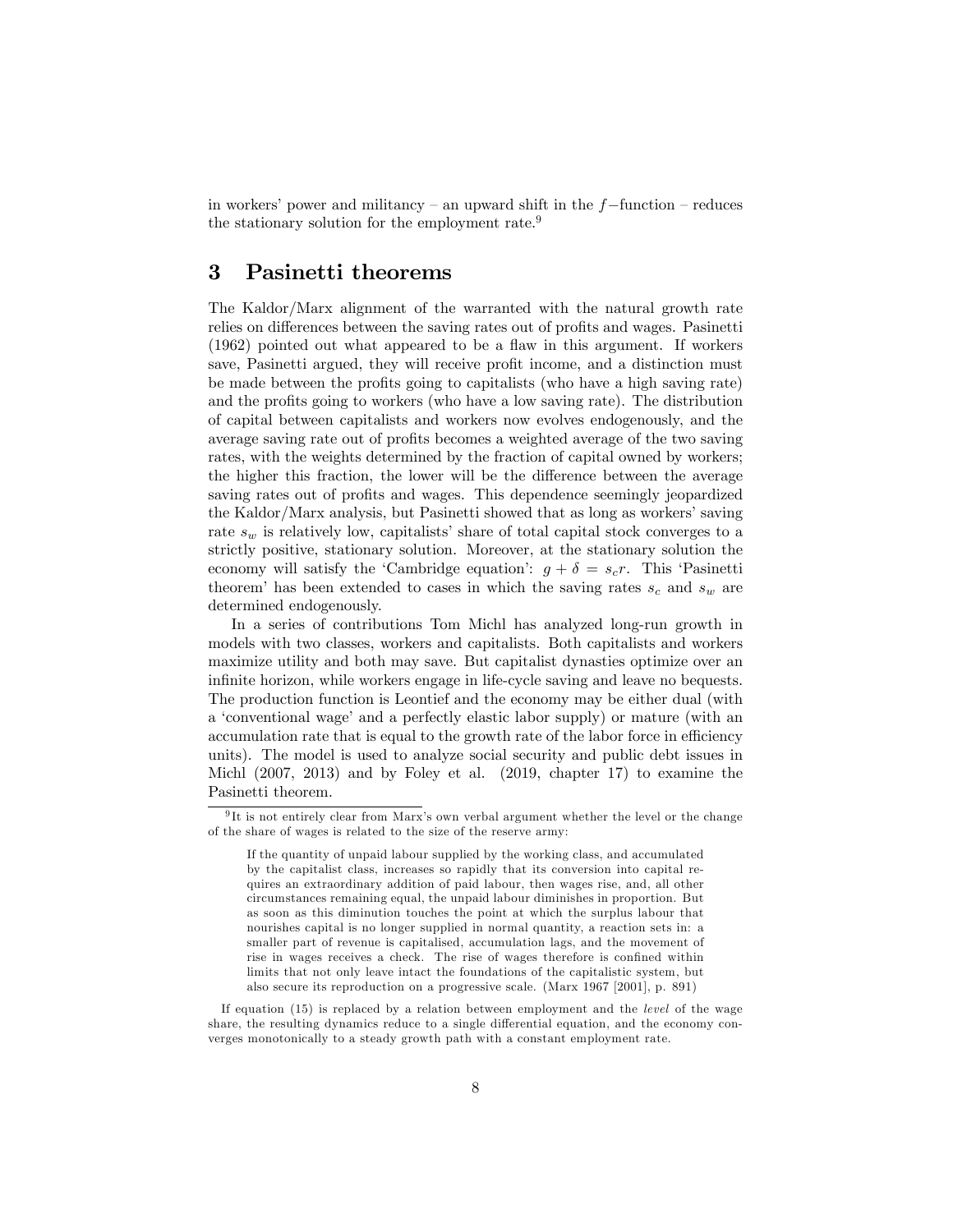in workers' power and militancy – an upward shift in the $f$−function – reduces the stationary solution for the employment rate.[9]

## 3 Pasinetti theorems

The Kaldor/Marx alignment of the warranted with the natural growth rate relies on differences between the saving rates out of profits and wages. Pasinetti (1962) pointed out what appeared to be a flaw in this argument. If workers save, Pasinetti argued, they will receive profit income, and a distinction must be made between the profits going to capitalists (who have a high saving rate) and the profits going to workers (who have a low saving rate). The distribution of capital between capitalists and workers now evolves endogenously, and the average saving rate out of profits becomes a weighted average of the two saving rates, with the weights determined by the fraction of capital owned by workers; the higher this fraction, the lower will be the difference between the average saving rates out of profits and wages. This dependence seemingly jeopardized the Kaldor/Marx analysis, but Pasinetti showed that as long as workers' saving rate $s_w$ is relatively low, capitalists' share of total capital stock converges to a strictly positive, stationary solution. Moreover, at the stationary solution the economy will satisfy the 'Cambridge equation': $g + \delta = s_c r$. This 'Pasinetti theorem' has been extended to cases in which the saving rates $s_c$ and $s_w$ are determined endogenously.

In a series of contributions Tom Michl has analyzed long-run growth in models with two classes, workers and capitalists. Both capitalists and workers maximize utility and both may save. But capitalist dynasties optimize over an infinite horizon, while workers engage in life-cycle saving and leave no bequests. The production function is Leontief and the economy may be either dual (with a 'conventional wage' and a perfectly elastic labor supply) or mature (with an accumulation rate that is equal to the growth rate of the labor force in efficiency units). The model is used to analyze social security and public debt issues in Michl (2007, 2013) and by Foley et al. (2019, chapter 17) to examine the Pasinetti theorem.

---

[9] It is not entirely clear from Marx's own verbal argument whether the level or the change of the share of wages is related to the size of the reserve army:

> If the quantity of unpaid labour supplied by the working class, and accumulated by the capitalist class, increases so rapidly that its conversion into capital requires an extraordinary addition of paid labour, then wages rise, and, all other circumstances remaining equal, the unpaid labour diminishes in proportion. But as soon as this diminution touches the point at which the surplus labour that nourishes capital is no longer supplied in normal quantity, a reaction sets in: a smaller part of revenue is capitalised, accumulation lags, and the movement of rise in wages receives a check. The rise of wages therefore is confined within limits that not only leave intact the foundations of the capitalistic system, but also secure its reproduction on a progressive scale. (Marx 1967 [2001], p. 891)

If equation (15) is replaced by a relation between employment and the *level* of the wage share, the resulting dynamics reduce to a single differential equation, and the economy converges monotonically to a steady growth path with a constant employment rate.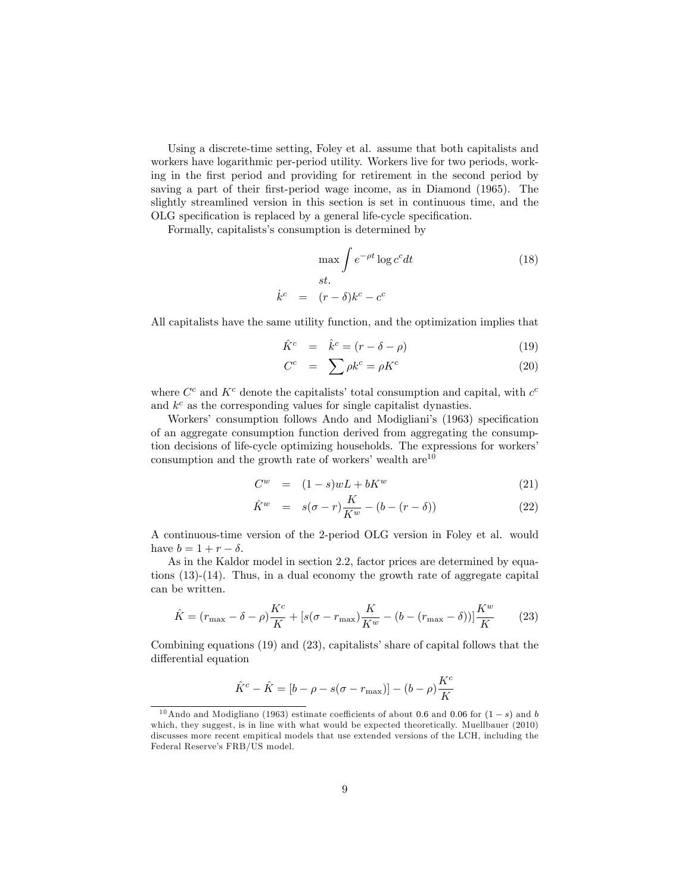Using a discrete-time setting, Foley et al. assume that both capitalists and workers have logarithmic per-period utility. Workers live for two periods, working in the first period and providing for retirement in the second period by saving a part of their first-period wage income, as in Diamond (1965). The slightly streamlined version in this section is set in continuous time, and the OLG specification is replaced by a general life-cycle specification.

Formally, capitalists's consumption is determined by

$$
\begin{aligned}
& \max \int e^{-\rho t} \log c^c dt \\
& st. \\
\dot{k}^c &= (r-\delta)k^c - c^c
\end{aligned}
\tag{18}
$$

All capitalists have the same utility function, and the optimization implies that

$$\hat{K}^c = \hat{k}^c = (r - \delta - \rho) \tag{19}$$

$$C^c = \sum \rho k^c = \rho K^c \tag{20}$$

where $C^c$ and $K^c$ denote the capitalists' total consumption and capital, with $c^c$ and $k^c$ as the corresponding values for single capitalist dynasties.

Workers' consumption follows Ando and Modigliani's (1963) specification of an aggregate consumption function derived from aggregating the consumption decisions of life-cycle optimizing households. The expressions for workers' consumption and the growth rate of workers' wealth are[10]

$$C^w = (1-s)wL + bK^w \tag{21}$$

$$\hat{K}^w = s(\sigma - r)\frac{K}{K^w} - (b - (r - \delta)) \tag{22}$$

A continuous-time version of the 2-period OLG version in Foley et al. would have $b = 1 + r - \delta$.

As in the Kaldor model in section 2.2, factor prices are determined by equations (13)-(14). Thus, in a dual economy the growth rate of aggregate capital can be written.

$$\hat{K} = (r_{\max} - \delta - \rho)\frac{K^c}{K} + [s(\sigma - r_{\max})\frac{K}{K^w} - (b - (r_{\max} - \delta))]\frac{K^w}{K} \tag{23}$$

Combining equations (19) and (23), capitalists' share of capital follows that the differential equation

$$\hat{K}^c - \hat{K} = [b - \rho - s(\sigma - r_{\max})] - (b - \rho)\frac{K^c}{K}$$

[10] Ando and Modigliano (1963) estimate coefficients of about 0.6 and 0.06 for $(1 - s)$ and $b$ which, they suggest, is in line with what would be expected theoretically. Muellbauer (2010) discusses more recent empitical models that use extended versions of the LCH, including the Federal Reserve's FRB/US model.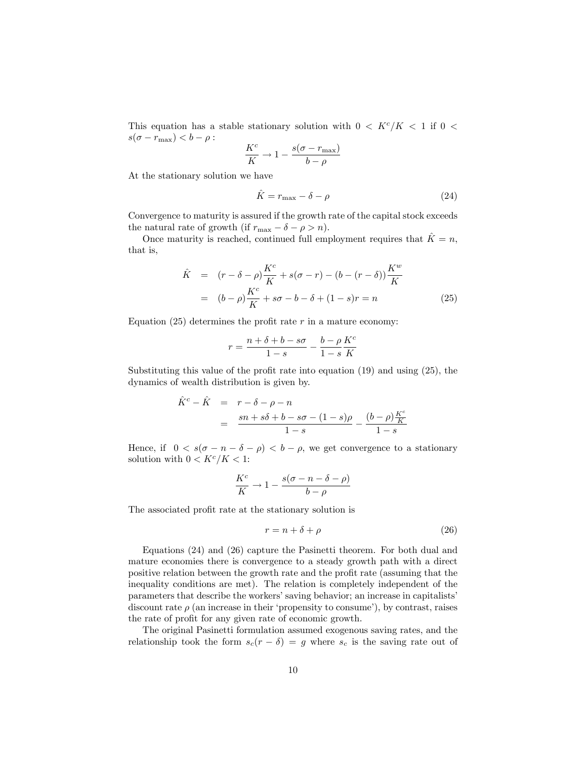This equation has a stable stationary solution with $0 < K^c/K < 1$ if $0 < s(\sigma - r_{\max}) < b - \rho$ :

$$\frac{K^c}{K} \to 1 - \frac{s(\sigma - r_{\max})}{b - \rho}$$

At the stationary solution we have

$$\hat{K} = r_{\max} - \delta - \rho \tag{24}$$

Convergence to maturity is assured if the growth rate of the capital stock exceeds the natural rate of growth (if $r_{\max} - \delta - \rho > n$).

Once maturity is reached, continued full employment requires that $\hat{K} = n$, that is,

$$\begin{aligned} \hat{K} &= (r - \delta - \rho)\frac{K^c}{K} + s(\sigma - r) - (b - (r - \delta))\frac{K^w}{K} \\ &= (b - \rho)\frac{K^c}{K} + s\sigma - b - \delta + (1 - s)r = n \end{aligned} \tag{25}$$

Equation (25) determines the profit rate $r$ in a mature economy:

$$r = \frac{n + \delta + b - s\sigma}{1 - s} - \frac{b - \rho}{1 - s}\frac{K^c}{K}$$

Substituting this value of the profit rate into equation (19) and using (25), the dynamics of wealth distribution is given by.

$$\begin{aligned} \hat{K}^c - \hat{K} &= r - \delta - \rho - n \\ &= \frac{sn + s\delta + b - s\sigma - (1 - s)\rho}{1 - s} - \frac{(b - \rho)\frac{K^c}{K}}{1 - s} \end{aligned}$$

Hence, if $0 < s(\sigma - n - \delta - \rho) < b - \rho$, we get convergence to a stationary solution with $0 < K^c/K < 1$:

$$\frac{K^c}{K} \to 1 - \frac{s(\sigma - n - \delta - \rho)}{b - \rho}$$

The associated profit rate at the stationary solution is

$$r = n + \delta + \rho \tag{26}$$

Equations (24) and (26) capture the Pasinetti theorem. For both dual and mature economies there is convergence to a steady growth path with a direct positive relation between the growth rate and the profit rate (assuming that the inequality conditions are met). The relation is completely independent of the parameters that describe the workers' saving behavior; an increase in capitalists' discount rate $\rho$ (an increase in their 'propensity to consume'), by contrast, raises the rate of profit for any given rate of economic growth.

The original Pasinetti formulation assumed exogenous saving rates, and the relationship took the form $s_c(r - \delta) = g$ where $s_c$ is the saving rate out of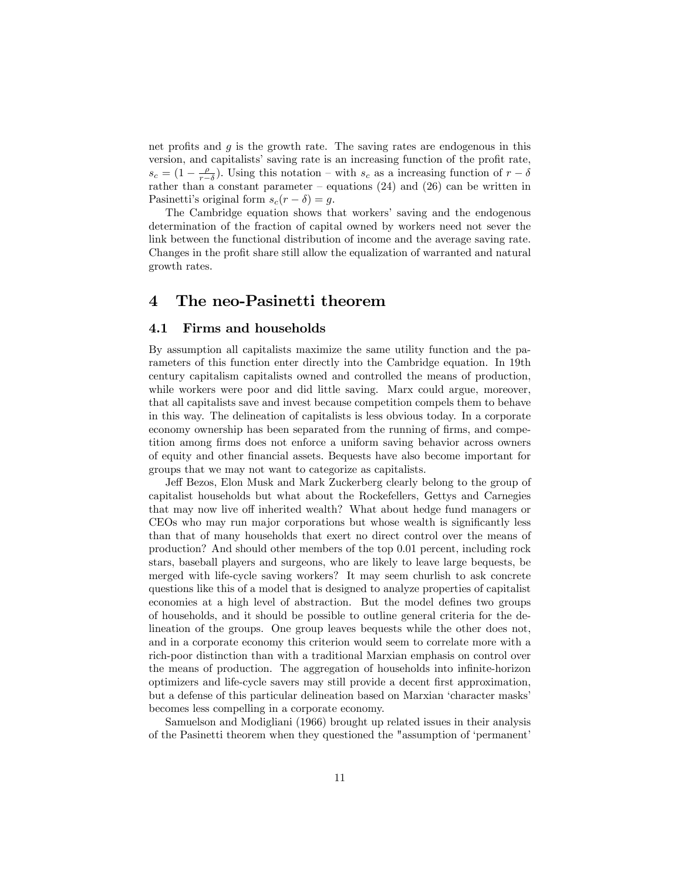net profits and $g$ is the growth rate. The saving rates are endogenous in this version, and capitalists' saving rate is an increasing function of the profit rate, $s_c = (1 - \frac{\rho}{r-\delta})$. Using this notation – with $s_c$ as a increasing function of $r - \delta$ rather than a constant parameter – equations (24) and (26) can be written in Pasinetti's original form $s_c(r - \delta) = g$.

The Cambridge equation shows that workers' saving and the endogenous determination of the fraction of capital owned by workers need not sever the link between the functional distribution of income and the average saving rate. Changes in the profit share still allow the equalization of warranted and natural growth rates.

# 4 The neo-Pasinetti theorem

## 4.1 Firms and households

By assumption all capitalists maximize the same utility function and the parameters of this function enter directly into the Cambridge equation. In 19th century capitalism capitalists owned and controlled the means of production, while workers were poor and did little saving. Marx could argue, moreover, that all capitalists save and invest because competition compels them to behave in this way. The delineation of capitalists is less obvious today. In a corporate economy ownership has been separated from the running of firms, and competition among firms does not enforce a uniform saving behavior across owners of equity and other financial assets. Bequests have also become important for groups that we may not want to categorize as capitalists.

Jeff Bezos, Elon Musk and Mark Zuckerberg clearly belong to the group of capitalist households but what about the Rockefellers, Gettys and Carnegies that may now live off inherited wealth? What about hedge fund managers or CEOs who may run major corporations but whose wealth is significantly less than that of many households that exert no direct control over the means of production? And should other members of the top 0.01 percent, including rock stars, baseball players and surgeons, who are likely to leave large bequests, be merged with life-cycle saving workers? It may seem churlish to ask concrete questions like this of a model that is designed to analyze properties of capitalist economies at a high level of abstraction. But the model defines two groups of households, and it should be possible to outline general criteria for the delineation of the groups. One group leaves bequests while the other does not, and in a corporate economy this criterion would seem to correlate more with a rich-poor distinction than with a traditional Marxian emphasis on control over the means of production. The aggregation of households into infinite-horizon optimizers and life-cycle savers may still provide a decent first approximation, but a defense of this particular delineation based on Marxian 'character masks' becomes less compelling in a corporate economy.

Samuelson and Modigliani (1966) brought up related issues in their analysis of the Pasinetti theorem when they questioned the "assumption of 'permanent'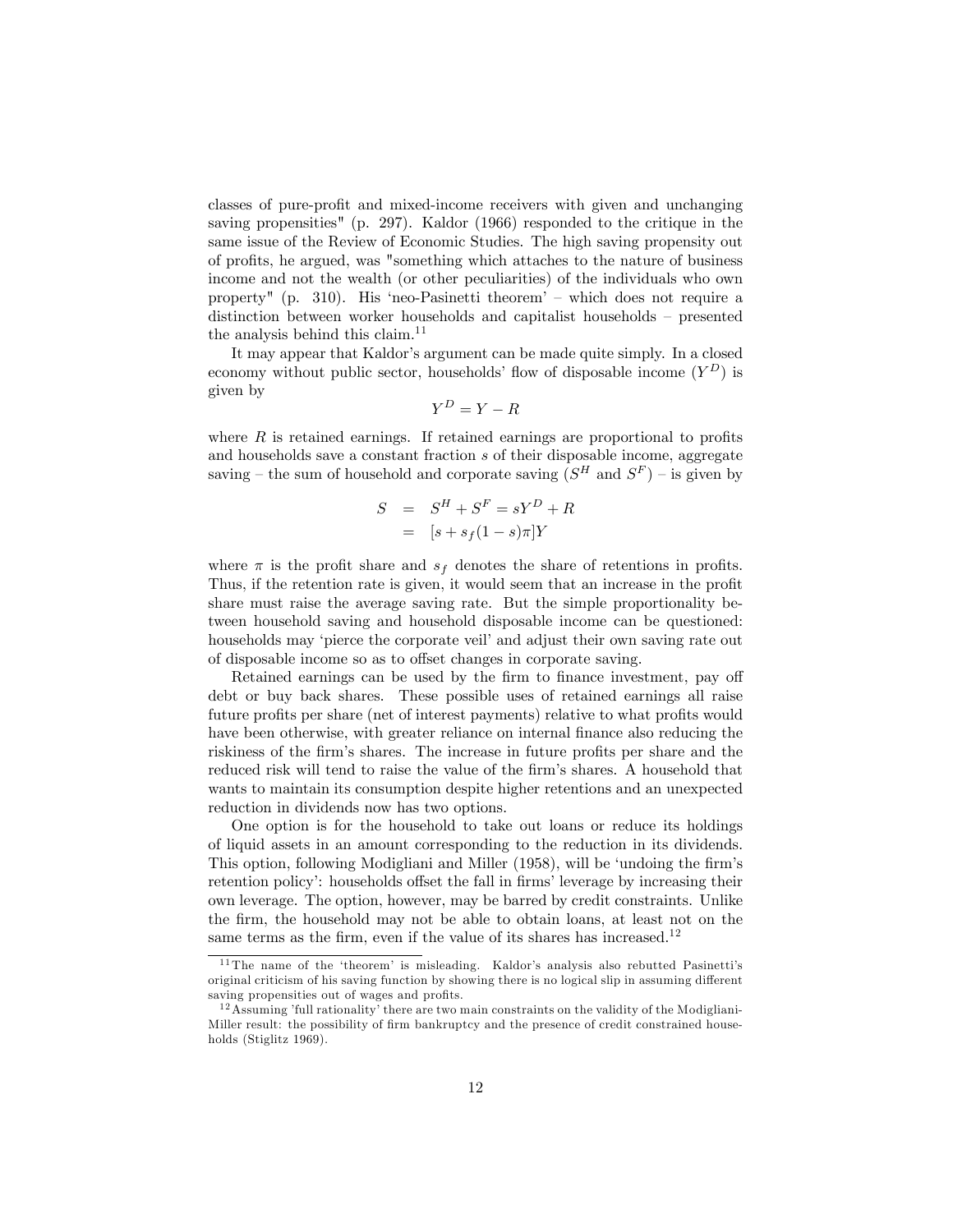classes of pure-profit and mixed-income receivers with given and unchanging saving propensities" (p. 297). Kaldor (1966) responded to the critique in the same issue of the Review of Economic Studies. The high saving propensity out of profits, he argued, was "something which attaches to the nature of business income and not the wealth (or other peculiarities) of the individuals who own property" (p. 310). His 'neo-Pasinetti theorem' – which does not require a distinction between worker households and capitalist households – presented the analysis behind this claim.[11]

It may appear that Kaldor's argument can be made quite simply. In a closed economy without public sector, households' flow of disposable income ($Y^D$) is given by

$$Y^D = Y - R$$

where $R$ is retained earnings. If retained earnings are proportional to profits and households save a constant fraction $s$ of their disposable income, aggregate saving – the sum of household and corporate saving ($S^H$ and $S^F$) – is given by

$$\begin{aligned} S &= S^H + S^F = sY^D + R \\ &= [s + s_f(1-s)\pi]Y \end{aligned}$$

where $\pi$ is the profit share and $s_f$ denotes the share of retentions in profits. Thus, if the retention rate is given, it would seem that an increase in the profit share must raise the average saving rate. But the simple proportionality between household saving and household disposable income can be questioned: households may 'pierce the corporate veil' and adjust their own saving rate out of disposable income so as to offset changes in corporate saving.

Retained earnings can be used by the firm to finance investment, pay off debt or buy back shares. These possible uses of retained earnings all raise future profits per share (net of interest payments) relative to what profits would have been otherwise, with greater reliance on internal finance also reducing the riskiness of the firm's shares. The increase in future profits per share and the reduced risk will tend to raise the value of the firm's shares. A household that wants to maintain its consumption despite higher retentions and an unexpected reduction in dividends now has two options.

One option is for the household to take out loans or reduce its holdings of liquid assets in an amount corresponding to the reduction in its dividends. This option, following Modigliani and Miller (1958), will be 'undoing the firm's retention policy': households offset the fall in firms' leverage by increasing their own leverage. The option, however, may be barred by credit constraints. Unlike the firm, the household may not be able to obtain loans, at least not on the same terms as the firm, even if the value of its shares has increased.[12]

---

[11] The name of the 'theorem' is misleading. Kaldor's analysis also rebutted Pasinetti's original criticism of his saving function by showing there is no logical slip in assuming different saving propensities out of wages and profits.

[12] Assuming 'full rationality' there are two main constraints on the validity of the Modigliani-Miller result: the possibility of firm bankruptcy and the presence of credit constrained households (Stiglitz 1969).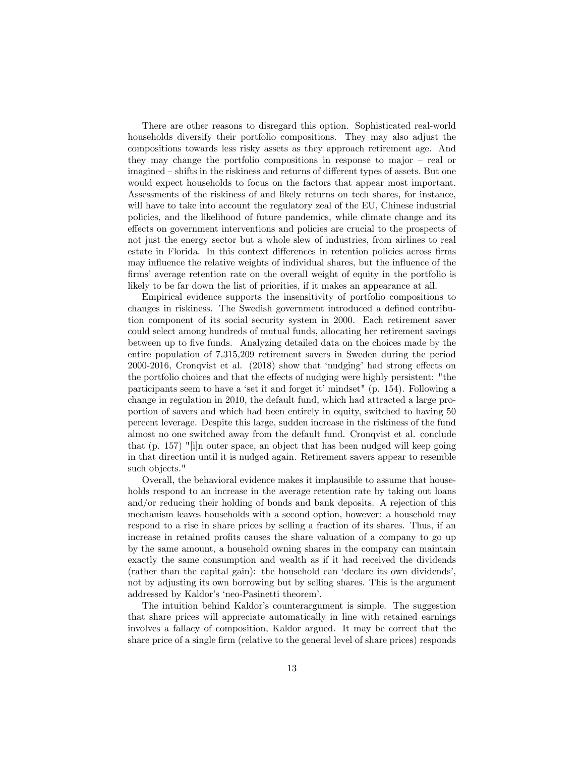There are other reasons to disregard this option. Sophisticated real-world households diversify their portfolio compositions. They may also adjust the compositions towards less risky assets as they approach retirement age. And they may change the portfolio compositions in response to major – real or imagined – shifts in the riskiness and returns of different types of assets. But one would expect households to focus on the factors that appear most important. Assessments of the riskiness of and likely returns on tech shares, for instance, will have to take into account the regulatory zeal of the EU, Chinese industrial policies, and the likelihood of future pandemics, while climate change and its effects on government interventions and policies are crucial to the prospects of not just the energy sector but a whole slew of industries, from airlines to real estate in Florida. In this context differences in retention policies across firms may influence the relative weights of individual shares, but the influence of the firms' average retention rate on the overall weight of equity in the portfolio is likely to be far down the list of priorities, if it makes an appearance at all.

Empirical evidence supports the insensitivity of portfolio compositions to changes in riskiness. The Swedish government introduced a defined contribution component of its social security system in 2000. Each retirement saver could select among hundreds of mutual funds, allocating her retirement savings between up to five funds. Analyzing detailed data on the choices made by the entire population of 7,315,209 retirement savers in Sweden during the period 2000-2016, Cronqvist et al. (2018) show that 'nudging' had strong effects on the portfolio choices and that the effects of nudging were highly persistent: "the participants seem to have a 'set it and forget it' mindset" (p. 154). Following a change in regulation in 2010, the default fund, which had attracted a large proportion of savers and which had been entirely in equity, switched to having 50 percent leverage. Despite this large, sudden increase in the riskiness of the fund almost no one switched away from the default fund. Cronqvist et al. conclude that (p. 157) "[i]n outer space, an object that has been nudged will keep going in that direction until it is nudged again. Retirement savers appear to resemble such objects."

Overall, the behavioral evidence makes it implausible to assume that households respond to an increase in the average retention rate by taking out loans and/or reducing their holding of bonds and bank deposits. A rejection of this mechanism leaves households with a second option, however: a household may respond to a rise in share prices by selling a fraction of its shares. Thus, if an increase in retained profits causes the share valuation of a company to go up by the same amount, a household owning shares in the company can maintain exactly the same consumption and wealth as if it had received the dividends (rather than the capital gain): the household can 'declare its own dividends', not by adjusting its own borrowing but by selling shares. This is the argument addressed by Kaldor's 'neo-Pasinetti theorem'.

The intuition behind Kaldor's counterargument is simple. The suggestion that share prices will appreciate automatically in line with retained earnings involves a fallacy of composition, Kaldor argued. It may be correct that the share price of a single firm (relative to the general level of share prices) responds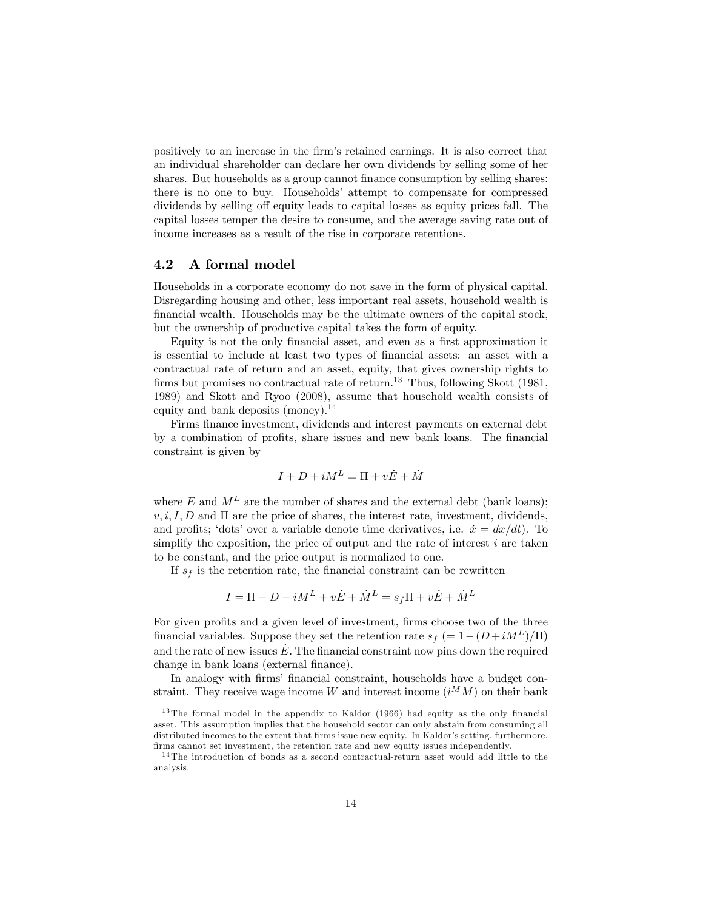positively to an increase in the firm's retained earnings. It is also correct that an individual shareholder can declare her own dividends by selling some of her shares. But households as a group cannot finance consumption by selling shares: there is no one to buy. Households' attempt to compensate for compressed dividends by selling off equity leads to capital losses as equity prices fall. The capital losses temper the desire to consume, and the average saving rate out of income increases as a result of the rise in corporate retentions.

## 4.2 A formal model

Households in a corporate economy do not save in the form of physical capital. Disregarding housing and other, less important real assets, household wealth is financial wealth. Households may be the ultimate owners of the capital stock, but the ownership of productive capital takes the form of equity.

Equity is not the only financial asset, and even as a first approximation it is essential to include at least two types of financial assets: an asset with a contractual rate of return and an asset, equity, that gives ownership rights to firms but promises no contractual rate of return.[13] Thus, following Skott (1981, 1989) and Skott and Ryoo (2008), assume that household wealth consists of equity and bank deposits (money).[14]

Firms finance investment, dividends and interest payments on external debt by a combination of profits, share issues and new bank loans. The financial constraint is given by

$$I + D + iM^L = \Pi + v\dot{E} + \dot{M}$$

where $E$ and $M^L$ are the number of shares and the external debt (bank loans); $v, i, I, D$ and $\Pi$ are the price of shares, the interest rate, investment, dividends, and profits; 'dots' over a variable denote time derivatives, i.e. $\dot{x} = dx/dt$). To simplify the exposition, the price of output and the rate of interest $i$ are taken to be constant, and the price output is normalized to one.

If $s_f$ is the retention rate, the financial constraint can be rewritten

$$I = \Pi - D - iM^L + v\dot{E} + \dot{M}^L = s_f\Pi + v\dot{E} + \dot{M}^L$$

For given profits and a given level of investment, firms choose two of the three financial variables. Suppose they set the retention rate $s_f$ $(= 1 - (D + iM^L)/\Pi)$ and the rate of new issues $\dot{E}$. The financial constraint now pins down the required change in bank loans (external finance).

In analogy with firms' financial constraint, households have a budget constraint. They receive wage income $W$ and interest income $(i^M M)$ on their bank

[13] The formal model in the appendix to Kaldor (1966) had equity as the only financial asset. This assumption implies that the household sector can only abstain from consuming all distributed incomes to the extent that firms issue new equity. In Kaldor's setting, furthermore, firms cannot set investment, the retention rate and new equity issues independently.

[14] The introduction of bonds as a second contractual-return asset would add little to the analysis.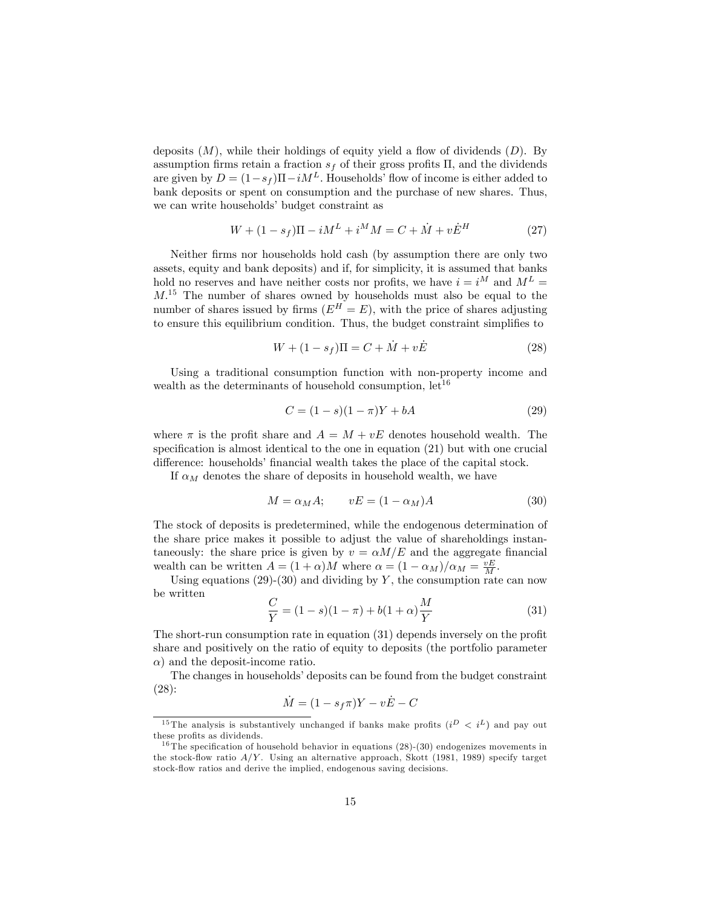deposits ($M$), while their holdings of equity yield a flow of dividends ($D$). By assumption firms retain a fraction $s_f$ of their gross profits $\Pi$, and the dividends are given by $D = (1-s_f)\Pi - iM^L$. Households' flow of income is either added to bank deposits or spent on consumption and the purchase of new shares. Thus, we can write households' budget constraint as

$$W + (1-s_f)\Pi - iM^L + i^M M = C + \dot{M} + v\dot{E}^H \tag{27}$$

Neither firms nor households hold cash (by assumption there are only two assets, equity and bank deposits) and if, for simplicity, it is assumed that banks hold no reserves and have neither costs nor profits, we have $i = i^M$ and $M^L = M$.[15] The number of shares owned by households must also be equal to the number of shares issued by firms ($E^H = E$), with the price of shares adjusting to ensure this equilibrium condition. Thus, the budget constraint simplifies to

$$W + (1-s_f)\Pi = C + \dot{M} + v\dot{E} \tag{28}$$

Using a traditional consumption function with non-property income and wealth as the determinants of household consumption, let[16]

$$C = (1-s)(1-\pi)Y + bA \tag{29}$$

where $\pi$ is the profit share and $A = M + vE$ denotes household wealth. The specification is almost identical to the one in equation (21) but with one crucial difference: households' financial wealth takes the place of the capital stock.

If $\alpha_M$ denotes the share of deposits in household wealth, we have

$$M = \alpha_M A; \qquad vE = (1-\alpha_M)A \tag{30}$$

The stock of deposits is predetermined, while the endogenous determination of the share price makes it possible to adjust the value of shareholdings instantaneously: the share price is given by $v = \alpha M/E$ and the aggregate financial wealth can be written $A = (1+\alpha)M$ where $\alpha = (1-\alpha_M)/\alpha_M = \frac{vE}{M}$.

Using equations (29)-(30) and dividing by $Y$, the consumption rate can now be written

$$\frac{C}{Y} = (1-s)(1-\pi) + b(1+\alpha)\frac{M}{Y} \tag{31}$$

The short-run consumption rate in equation (31) depends inversely on the profit share and positively on the ratio of equity to deposits (the portfolio parameter $\alpha$) and the deposit-income ratio.

The changes in households' deposits can be found from the budget constraint (28):

$$\dot{M} = (1-s_f\pi)Y - v\dot{E} - C$$

---

[15] The analysis is substantively unchanged if banks make profits ($i^D < i^L$) and pay out these profits as dividends.

[16] The specification of household behavior in equations (28)-(30) endogenizes movements in the stock-flow ratio $A/Y$. Using an alternative approach, Skott (1981, 1989) specify target stock-flow ratios and derive the implied, endogenous saving decisions.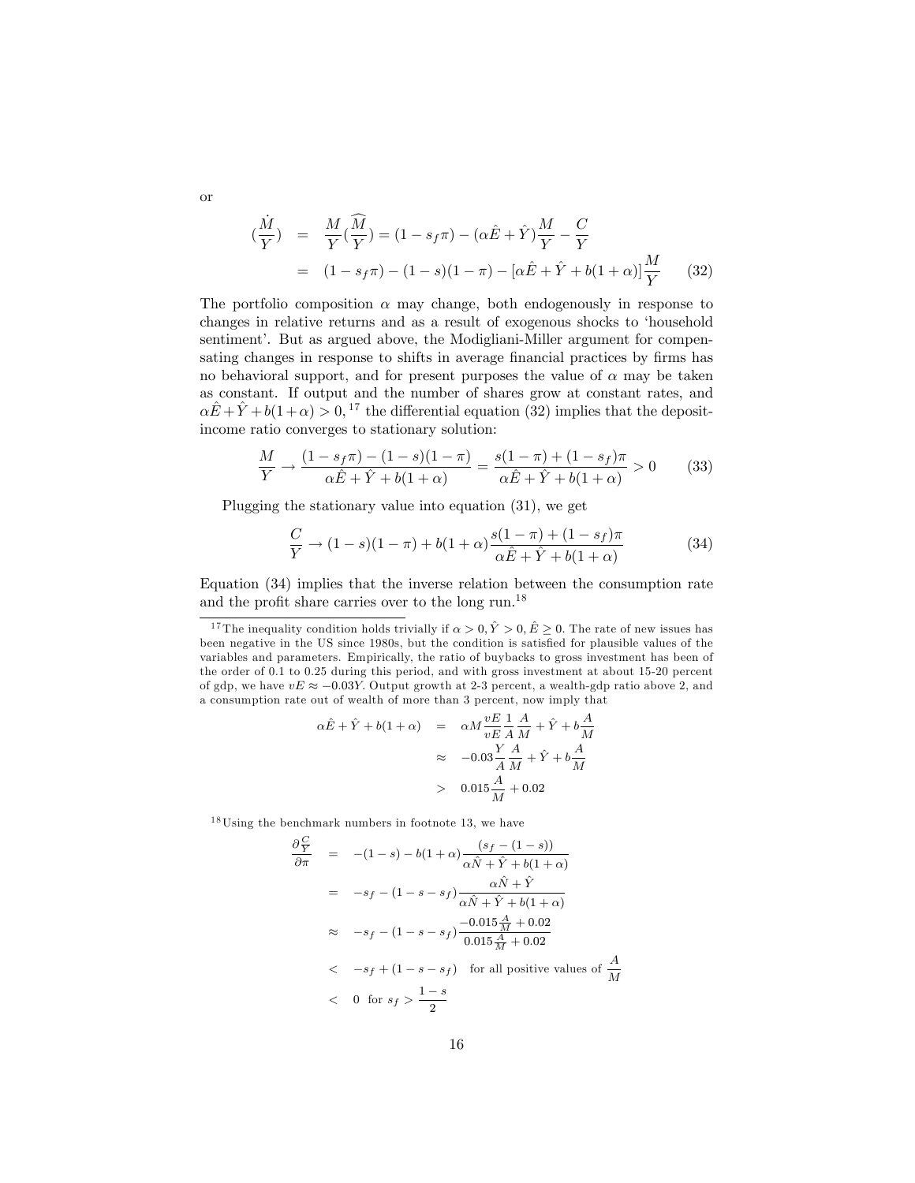or

$$
\begin{aligned}
(\frac{\dot{M}}{Y}) &= \frac{M}{Y}(\widehat{\frac{M}{Y}}) = (1 - s_f\pi) - (\alpha\hat{E} + \hat{Y})\frac{M}{Y} - \frac{C}{Y} \\
&= (1 - s_f\pi) - (1-s)(1-\pi) - [\alpha\hat{E} + \hat{Y} + b(1+\alpha)]\frac{M}{Y} \qquad (32)
\end{aligned}
$$

The portfolio composition $\alpha$ may change, both endogenously in response to changes in relative returns and as a result of exogenous shocks to 'household sentiment'. But as argued above, the Modigliani-Miller argument for compensating changes in response to shifts in average financial practices by firms has no behavioral support, and for present purposes the value of $\alpha$ may be taken as constant. If output and the number of shares grow at constant rates, and $\alpha\hat{E} + \hat{Y} + b(1+\alpha) > 0$,[17] the differential equation (32) implies that the deposit-income ratio converges to stationary solution:

$$
\frac{M}{Y} \to \frac{(1 - s_f\pi) - (1-s)(1-\pi)}{\alpha\hat{E} + \hat{Y} + b(1+\alpha)} = \frac{s(1-\pi) + (1-s_f)\pi}{\alpha\hat{E} + \hat{Y} + b(1+\alpha)} > 0 \qquad (33)
$$

Plugging the stationary value into equation (31), we get

$$
\frac{C}{Y} \to (1-s)(1-\pi) + b(1+\alpha)\frac{s(1-\pi) + (1-s_f)\pi}{\alpha\hat{E} + \hat{Y} + b(1+\alpha)} \qquad (34)
$$

Equation (34) implies that the inverse relation between the consumption rate and the profit share carries over to the long run.[18]

[17] The inequality condition holds trivially if $\alpha > 0, \hat{Y} > 0, \hat{E} \geq 0$. The rate of new issues has been negative in the US since 1980s, but the condition is satisfied for plausible values of the variables and parameters. Empirically, the ratio of buybacks to gross investment has been of the order of 0.1 to 0.25 during this period, and with gross investment at about 15-20 percent of gdp, we have $vE \approx -0.03Y$. Output growth at 2-3 percent, a wealth-gdp ratio above 2, and a consumption rate out of wealth of more than 3 percent, now imply that

$$
\begin{aligned}
\alpha\hat{E} + \hat{Y} + b(1+\alpha) &= \alpha M \frac{vE}{vE}\frac{1}{A}\frac{A}{M} + \hat{Y} + b\frac{A}{M} \\
&\approx -0.03\frac{Y}{A}\frac{A}{M} + \hat{Y} + b\frac{A}{M} \\
&> 0.015\frac{A}{M} + 0.02
\end{aligned}
$$

[18] Using the benchmark numbers in footnote 13, we have

$$
\begin{aligned}
\frac{\partial\frac{C}{Y}}{\partial\pi} &= -(1-s) - b(1+\alpha)\frac{(s_f - (1-s))}{\alpha\hat{N} + \hat{Y} + b(1+\alpha)} \\
&= -s_f - (1-s-s_f)\frac{\alpha\hat{N} + \hat{Y}}{\alpha\hat{N} + \hat{Y} + b(1+\alpha)} \\
&\approx -s_f - (1-s-s_f)\frac{-0.015\frac{A}{M} + 0.02}{0.015\frac{A}{M} + 0.02} \\
&< -s_f + (1-s-s_f) \quad \text{for all positive values of } \frac{A}{M} \\
&< 0 \;\; \text{for } s_f > \frac{1-s}{2}
\end{aligned}
$$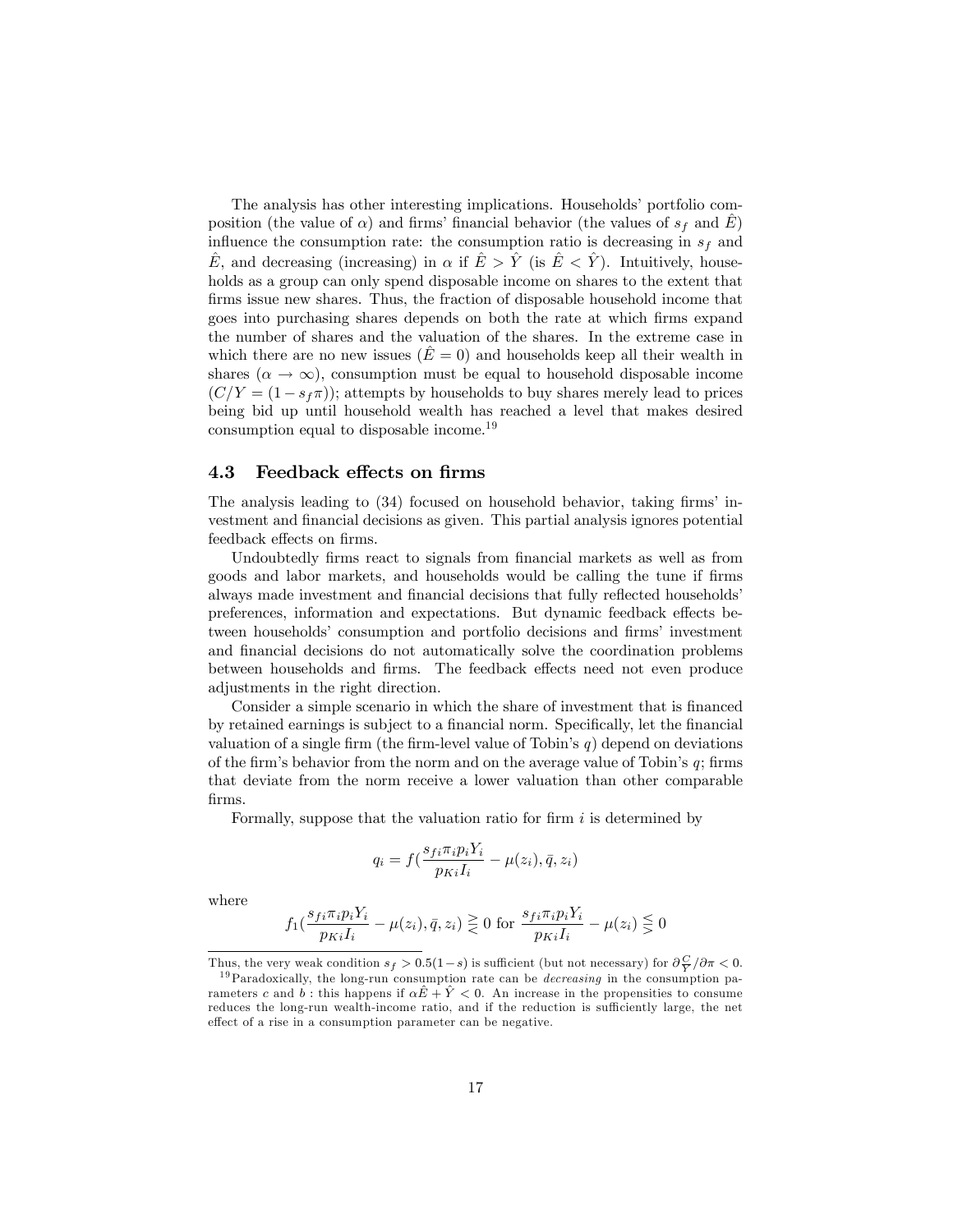The analysis has other interesting implications. Households' portfolio composition (the value of $\alpha$) and firms' financial behavior (the values of $s_f$ and $\hat{E}$) influence the consumption rate: the consumption ratio is decreasing in $s_f$ and $\hat{E}$, and decreasing (increasing) in $\alpha$ if $\hat{E} > \hat{Y}$ (is $\hat{E} < \hat{Y}$). Intuitively, households as a group can only spend disposable income on shares to the extent that firms issue new shares. Thus, the fraction of disposable household income that goes into purchasing shares depends on both the rate at which firms expand the number of shares and the valuation of the shares. In the extreme case in which there are no new issues ($\hat{E} = 0$) and households keep all their wealth in shares ($\alpha \to \infty$), consumption must be equal to household disposable income ($C/Y = (1 - s_f\pi)$); attempts by households to buy shares merely lead to prices being bid up until household wealth has reached a level that makes desired consumption equal to disposable income.[19]

## 4.3 Feedback effects on firms

The analysis leading to (34) focused on household behavior, taking firms' investment and financial decisions as given. This partial analysis ignores potential feedback effects on firms.

Undoubtedly firms react to signals from financial markets as well as from goods and labor markets, and households would be calling the tune if firms always made investment and financial decisions that fully reflected households' preferences, information and expectations. But dynamic feedback effects between households' consumption and portfolio decisions and firms' investment and financial decisions do not automatically solve the coordination problems between households and firms. The feedback effects need not even produce adjustments in the right direction.

Consider a simple scenario in which the share of investment that is financed by retained earnings is subject to a financial norm. Specifically, let the financial valuation of a single firm (the firm-level value of Tobin's $q$) depend on deviations of the firm's behavior from the norm and on the average value of Tobin's $q$; firms that deviate from the norm receive a lower valuation than other comparable firms.

Formally, suppose that the valuation ratio for firm $i$ is determined by

$$q_i = f(\frac{s_{fi}\pi_i p_i Y_i}{p_{Ki} I_i} - \mu(z_i), \bar{q}, z_i)$$

where

$$f_1(\frac{s_{fi}\pi_i p_i Y_i}{p_{Ki} I_i} - \mu(z_i), \bar{q}, z_i) \gtreqless 0 \text{ for } \frac{s_{fi}\pi_i p_i Y_i}{p_{Ki} I_i} - \mu(z_i) \lesseqgtr 0$$

---

Thus, the very weak condition $s_f > 0.5(1-s)$ is sufficient (but not necessary) for $\partial\frac{C}{Y}/\partial\pi < 0$.

[19] Paradoxically, the long-run consumption rate can be *decreasing* in the consumption parameters $c$ and $b$ : this happens if $\alpha\hat{E} + \hat{Y} < 0$. An increase in the propensities to consume reduces the long-run wealth-income ratio, and if the reduction is sufficiently large, the net effect of a rise in a consumption parameter can be negative.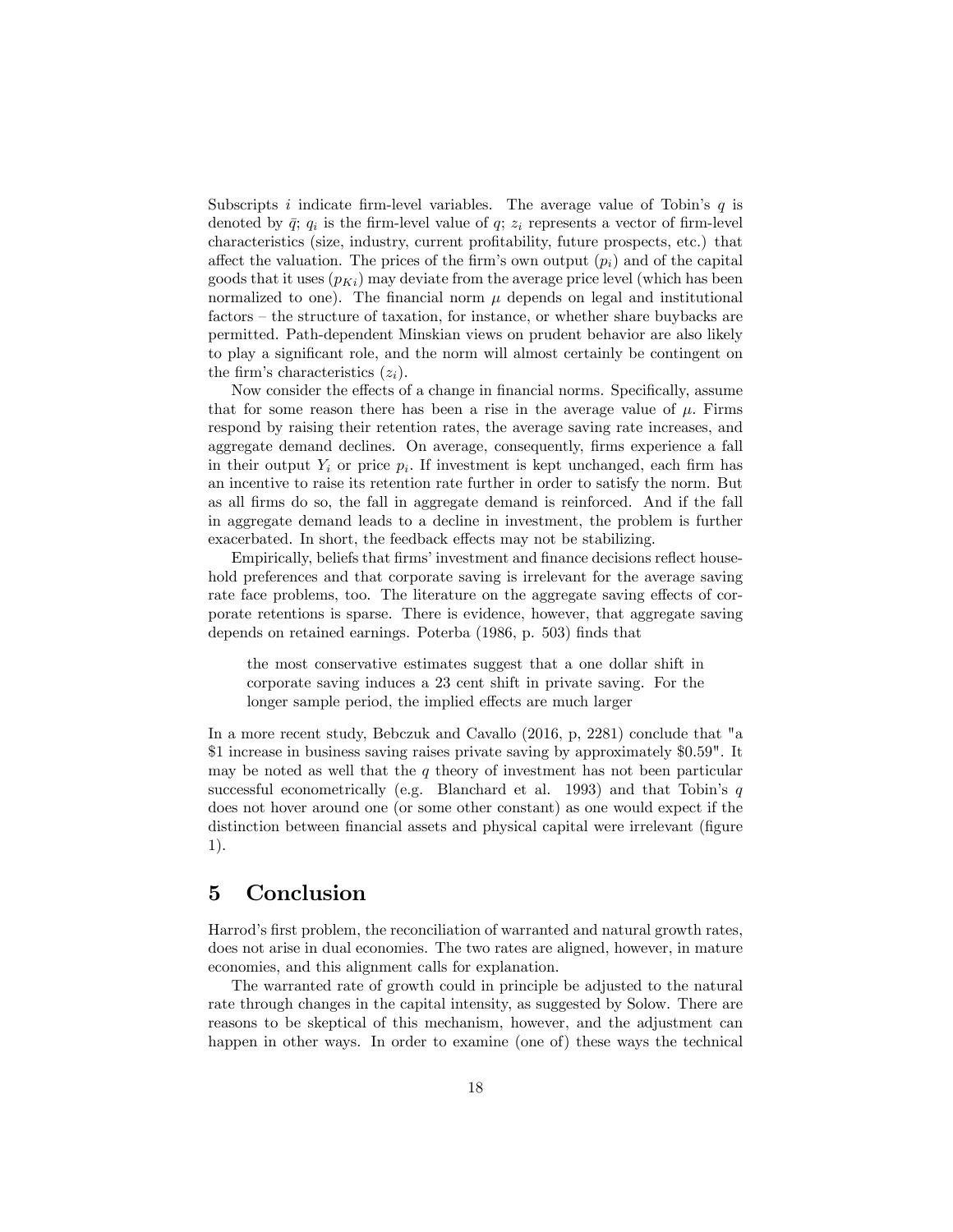Subscripts $i$ indicate firm-level variables. The average value of Tobin's $q$ is denoted by $\bar{q}$; $q_i$ is the firm-level value of $q$; $z_i$ represents a vector of firm-level characteristics (size, industry, current profitability, future prospects, etc.) that affect the valuation. The prices of the firm's own output ($p_i$) and of the capital goods that it uses ($p_{Ki}$) may deviate from the average price level (which has been normalized to one). The financial norm $\mu$ depends on legal and institutional factors – the structure of taxation, for instance, or whether share buybacks are permitted. Path-dependent Minskian views on prudent behavior are also likely to play a significant role, and the norm will almost certainly be contingent on the firm's characteristics ($z_i$).

Now consider the effects of a change in financial norms. Specifically, assume that for some reason there has been a rise in the average value of $\mu$. Firms respond by raising their retention rates, the average saving rate increases, and aggregate demand declines. On average, consequently, firms experience a fall in their output $Y_i$ or price $p_i$. If investment is kept unchanged, each firm has an incentive to raise its retention rate further in order to satisfy the norm. But as all firms do so, the fall in aggregate demand is reinforced. And if the fall in aggregate demand leads to a decline in investment, the problem is further exacerbated. In short, the feedback effects may not be stabilizing.

Empirically, beliefs that firms' investment and finance decisions reflect household preferences and that corporate saving is irrelevant for the average saving rate face problems, too. The literature on the aggregate saving effects of corporate retentions is sparse. There is evidence, however, that aggregate saving depends on retained earnings. Poterba (1986, p. 503) finds that

> the most conservative estimates suggest that a one dollar shift in corporate saving induces a 23 cent shift in private saving. For the longer sample period, the implied effects are much larger

In a more recent study, Bebczuk and Cavallo (2016, p, 2281) conclude that "a \$1 increase in business saving raises private saving by approximately \$0.59". It may be noted as well that the $q$ theory of investment has not been particular successful econometrically (e.g. Blanchard et al. 1993) and that Tobin's $q$ does not hover around one (or some other constant) as one would expect if the distinction between financial assets and physical capital were irrelevant (figure 1).

# 5 Conclusion

Harrod's first problem, the reconciliation of warranted and natural growth rates, does not arise in dual economies. The two rates are aligned, however, in mature economies, and this alignment calls for explanation.

The warranted rate of growth could in principle be adjusted to the natural rate through changes in the capital intensity, as suggested by Solow. There are reasons to be skeptical of this mechanism, however, and the adjustment can happen in other ways. In order to examine (one of) these ways the technical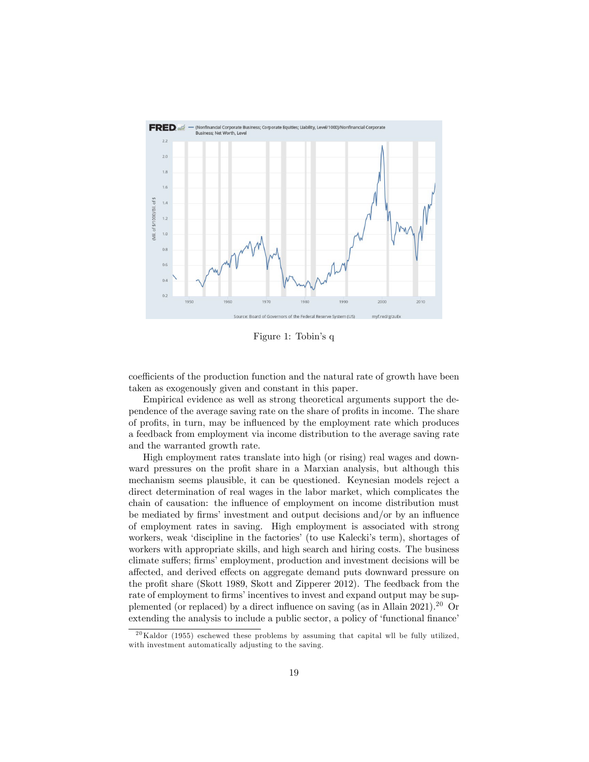Figure 1: Tobin's q

coefficients of the production function and the natural rate of growth have been taken as exogenously given and constant in this paper.

Empirical evidence as well as strong theoretical arguments support the dependence of the average saving rate on the share of profits in income. The share of profits, in turn, may be influenced by the employment rate which produces a feedback from employment via income distribution to the average saving rate and the warranted growth rate.

High employment rates translate into high (or rising) real wages and downward pressures on the profit share in a Marxian analysis, but although this mechanism seems plausible, it can be questioned. Keynesian models reject a direct determination of real wages in the labor market, which complicates the chain of causation: the influence of employment on income distribution must be mediated by firms' investment and output decisions and/or by an influence of employment rates in saving. High employment is associated with strong workers, weak 'discipline in the factories' (to use Kalecki's term), shortages of workers with appropriate skills, and high search and hiring costs. The business climate suffers; firms' employment, production and investment decisions will be affected, and derived effects on aggregate demand puts downward pressure on the profit share (Skott 1989, Skott and Zipperer 2012). The feedback from the rate of employment to firms' incentives to invest and expand output may be supplemented (or replaced) by a direct influence on saving (as in Allain 2021).[20] Or extending the analysis to include a public sector, a policy of 'functional finance'

[20] Kaldor (1955) eschewed these problems by assuming that capital wll be fully utilized, with investment automatically adjusting to the saving.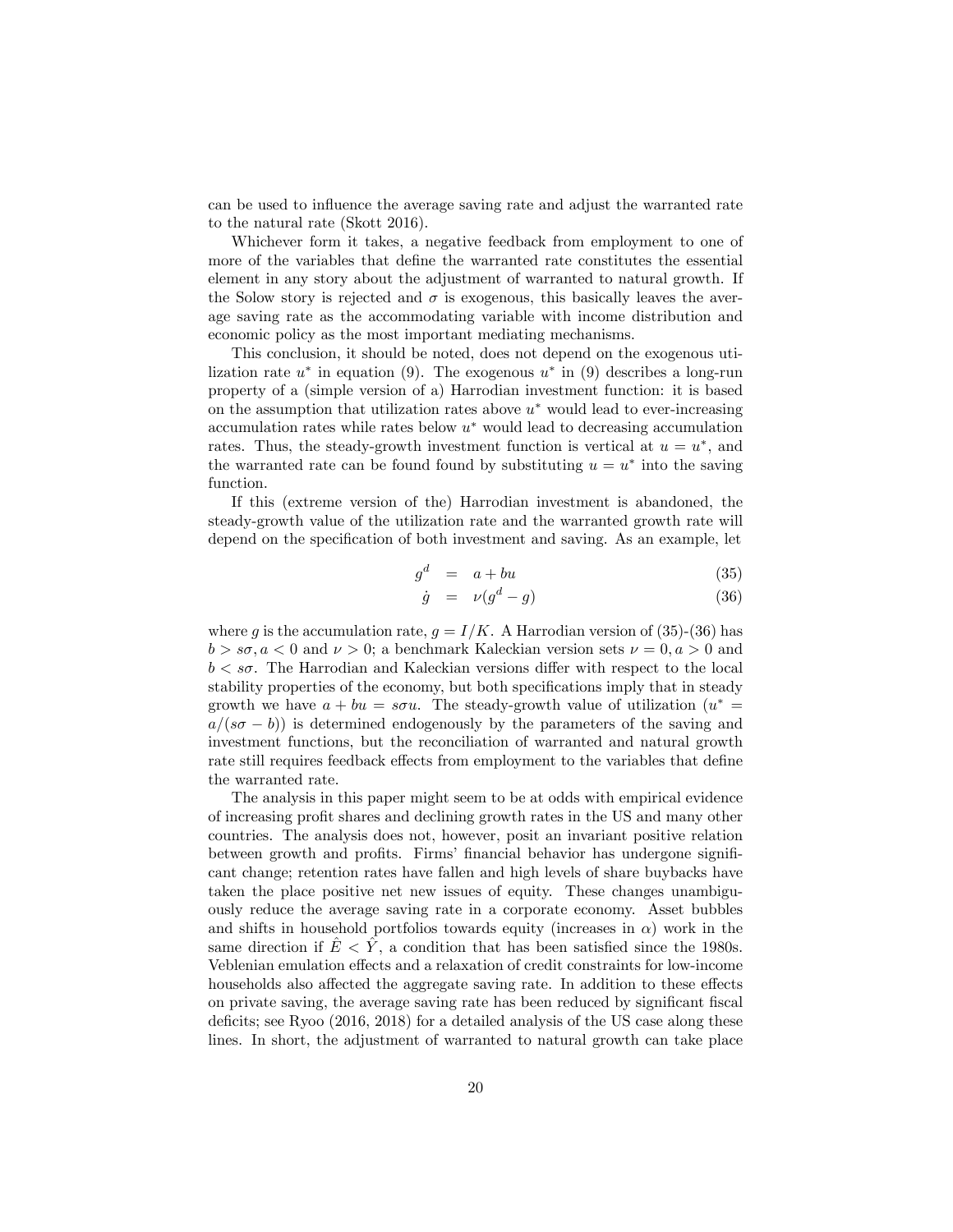can be used to influence the average saving rate and adjust the warranted rate to the natural rate (Skott 2016).

Whichever form it takes, a negative feedback from employment to one of more of the variables that define the warranted rate constitutes the essential element in any story about the adjustment of warranted to natural growth. If the Solow story is rejected and $\sigma$ is exogenous, this basically leaves the average saving rate as the accommodating variable with income distribution and economic policy as the most important mediating mechanisms.

This conclusion, it should be noted, does not depend on the exogenous utilization rate $u^*$ in equation (9). The exogenous $u^*$ in (9) describes a long-run property of a (simple version of a) Harrodian investment function: it is based on the assumption that utilization rates above $u^*$ would lead to ever-increasing accumulation rates while rates below $u^*$ would lead to decreasing accumulation rates. Thus, the steady-growth investment function is vertical at $u = u^*$, and the warranted rate can be found found by substituting $u = u^*$ into the saving function.

If this (extreme version of the) Harrodian investment is abandoned, the steady-growth value of the utilization rate and the warranted growth rate will depend on the specification of both investment and saving. As an example, let

$$g^d = a + bu \tag{35}$$

$$\dot{g} = \nu(g^d - g) \tag{36}$$

where $g$ is the accumulation rate, $g = I/K$. A Harrodian version of (35)-(36) has $b > s\sigma, a < 0$ and $\nu > 0$; a benchmark Kaleckian version sets $\nu = 0, a > 0$ and $b < s\sigma$. The Harrodian and Kaleckian versions differ with respect to the local stability properties of the economy, but both specifications imply that in steady growth we have $a + bu = s\sigma u$. The steady-growth value of utilization ($u^* = a/(s\sigma - b)$) is determined endogenously by the parameters of the saving and investment functions, but the reconciliation of warranted and natural growth rate still requires feedback effects from employment to the variables that define the warranted rate.

The analysis in this paper might seem to be at odds with empirical evidence of increasing profit shares and declining growth rates in the US and many other countries. The analysis does not, however, posit an invariant positive relation between growth and profits. Firms' financial behavior has undergone significant change; retention rates have fallen and high levels of share buybacks have taken the place positive net new issues of equity. These changes unambiguously reduce the average saving rate in a corporate economy. Asset bubbles and shifts in household portfolios towards equity (increases in $\alpha$) work in the same direction if $\hat{E} < \hat{Y}$, a condition that has been satisfied since the 1980s. Veblenian emulation effects and a relaxation of credit constraints for low-income households also affected the aggregate saving rate. In addition to these effects on private saving, the average saving rate has been reduced by significant fiscal deficits; see Ryoo (2016, 2018) for a detailed analysis of the US case along these lines. In short, the adjustment of warranted to natural growth can take place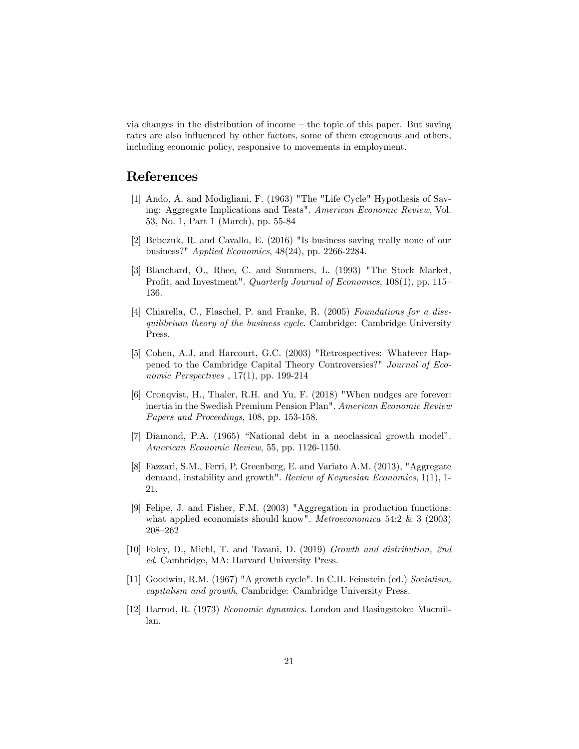via changes in the distribution of income – the topic of this paper. But saving rates are also influenced by other factors, some of them exogenous and others, including economic policy, responsive to movements in employment.

## References

[1] Ando, A. and Modigliani, F. (1963) "The "Life Cycle" Hypothesis of Saving: Aggregate Implications and Tests". *American Economic Review*, Vol. 53, No. 1, Part 1 (March), pp. 55-84

[2] Bebczuk, R. and Cavallo, E. (2016) "Is business saving really none of our business?" *Applied Economics*, 48(24), pp. 2266-2284.

[3] Blanchard, O., Rhee, C. and Summers, L. (1993) "The Stock Market, Profit, and Investment". *Quarterly Journal of Economics*, 108(1), pp. 115–136.

[4] Chiarella, C., Flaschel, P. and Franke, R. (2005) *Foundations for a disequilibrium theory of the business cycle*. Cambridge: Cambridge University Press.

[5] Cohen, A.J. and Harcourt, G.C. (2003) "Retrospectives: Whatever Happened to the Cambridge Capital Theory Controversies?" *Journal of Economic Perspectives* , 17(1), pp. 199-214

[6] Cronqvist, H., Thaler, R.H. and Yu, F. (2018) "When nudges are forever: inertia in the Swedish Premium Pension Plan". *American Economic Review Papers and Proceedings*, 108, pp. 153-158.

[7] Diamond, P.A. (1965) "National debt in a neoclassical growth model". *American Economic Review*, 55, pp. 1126-1150.

[8] Fazzari, S.M., Ferri, P, Greenberg, E. and Variato A.M. (2013), "Aggregate demand, instability and growth". *Review of Keynesian Economics*, 1(1), 1-21.

[9] Felipe, J. and Fisher, F.M. (2003) "Aggregation in production functions: what applied economists should know". *Metroeconomica* 54:2 & 3 (2003) 208–262

[10] Foley, D., Michl, T. and Tavani, D. (2019) *Growth and distribution, 2nd ed*. Cambridge, MA: Harvard University Press.

[11] Goodwin, R.M. (1967) "A growth cycle". In C.H. Feinstein (ed.) *Socialism, capitalism and growth*, Cambridge: Cambridge University Press.

[12] Harrod, R. (1973) *Economic dynamics*. London and Basingstoke: Macmillan.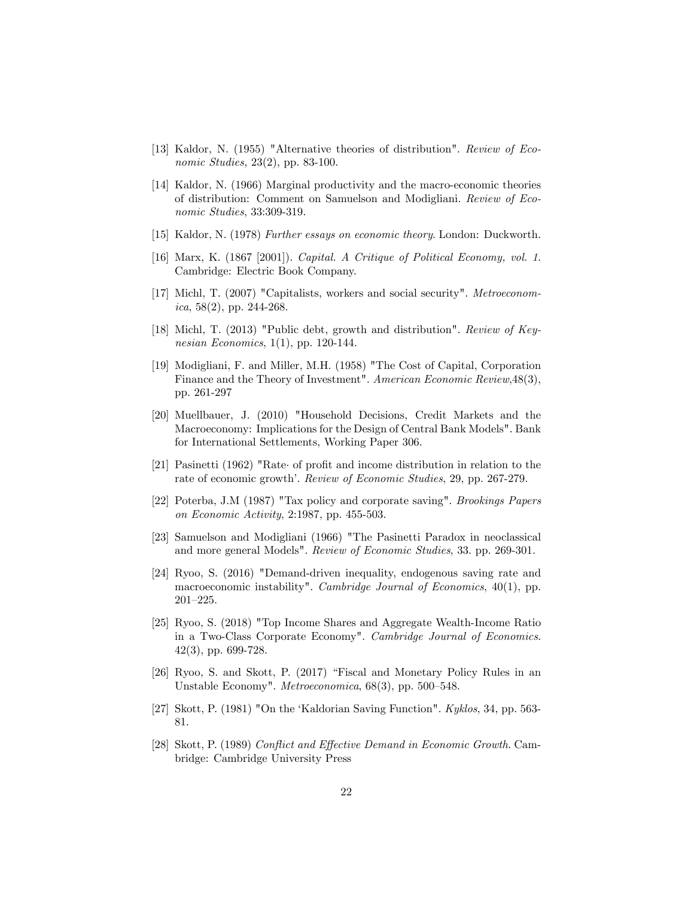[13] Kaldor, N. (1955) "Alternative theories of distribution". *Review of Economic Studies,* 23(2), pp. 83-100.

[14] Kaldor, N. (1966) Marginal productivity and the macro-economic theories of distribution: Comment on Samuelson and Modigliani. *Review of Economic Studies*, 33:309-319.

[15] Kaldor, N. (1978) *Further essays on economic theory*. London: Duckworth.

[16] Marx, K. (1867 [2001]). *Capital. A Critique of Political Economy, vol. 1.* Cambridge: Electric Book Company.

[17] Michl, T. (2007) "Capitalists, workers and social security". *Metroeconomica*, 58(2), pp. 244-268.

[18] Michl, T. (2013) "Public debt, growth and distribution". *Review of Keynesian Economics*, 1(1), pp. 120-144.

[19] Modigliani, F. and Miller, M.H. (1958) "The Cost of Capital, Corporation Finance and the Theory of Investment". *American Economic Review*,48(3), pp. 261-297

[20] Muellbauer, J. (2010) "Household Decisions, Credit Markets and the Macroeconomy: Implications for the Design of Central Bank Models". Bank for International Settlements, Working Paper 306.

[21] Pasinetti (1962) "Rate· of profit and income distribution in relation to the rate of economic growth'. *Review of Economic Studies*, 29, pp. 267-279.

[22] Poterba, J.M (1987) "Tax policy and corporate saving". *Brookings Papers on Economic Activity*, 2:1987, pp. 455-503.

[23] Samuelson and Modigliani (1966) "The Pasinetti Paradox in neoclassical and more general Models". *Review of Economic Studies*, 33. pp. 269-301.

[24] Ryoo, S. (2016) "Demand-driven inequality, endogenous saving rate and macroeconomic instability". *Cambridge Journal of Economics*, 40(1), pp. 201–225.

[25] Ryoo, S. (2018) "Top Income Shares and Aggregate Wealth-Income Ratio in a Two-Class Corporate Economy". *Cambridge Journal of Economics*. 42(3), pp. 699-728.

[26] Ryoo, S. and Skott, P. (2017) "Fiscal and Monetary Policy Rules in an Unstable Economy". *Metroeconomica*, 68(3), pp. 500–548.

[27] Skott, P. (1981) "On the 'Kaldorian Saving Function". *Kyklos*, 34, pp. 563-81.

[28] Skott, P. (1989) *Conflict and Effective Demand in Economic Growth*. Cambridge: Cambridge University Press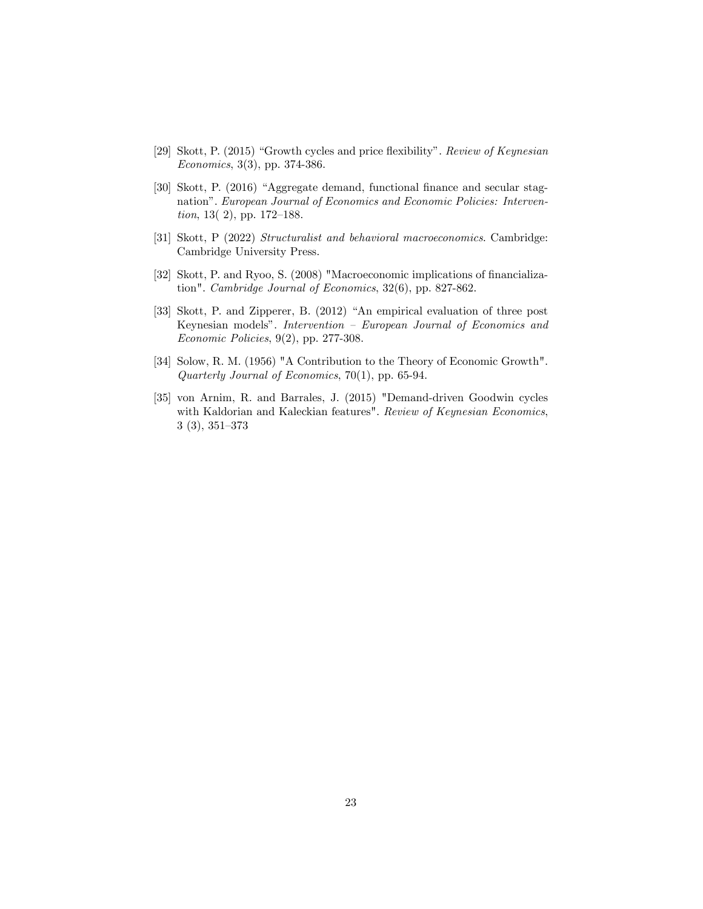[29] Skott, P. (2015) “Growth cycles and price flexibility”. *Review of Keynesian Economics*, 3(3), pp. 374-386.

[30] Skott, P. (2016) “Aggregate demand, functional finance and secular stagnation”. *European Journal of Economics and Economic Policies: Intervention*, 13( 2), pp. 172–188.

[31] Skott, P (2022) *Structuralist and behavioral macroeconomics*. Cambridge: Cambridge University Press.

[32] Skott, P. and Ryoo, S. (2008) "Macroeconomic implications of financialization". *Cambridge Journal of Economics*, 32(6), pp. 827-862.

[33] Skott, P. and Zipperer, B. (2012) “An empirical evaluation of three post Keynesian models”. *Intervention – European Journal of Economics and Economic Policies*, 9(2), pp. 277-308.

[34] Solow, R. M. (1956) "A Contribution to the Theory of Economic Growth". *Quarterly Journal of Economics*, 70(1), pp. 65-94.

[35] von Arnim, R. and Barrales, J. (2015) "Demand-driven Goodwin cycles with Kaldorian and Kaleckian features". *Review of Keynesian Economics*, 3 (3), 351–373